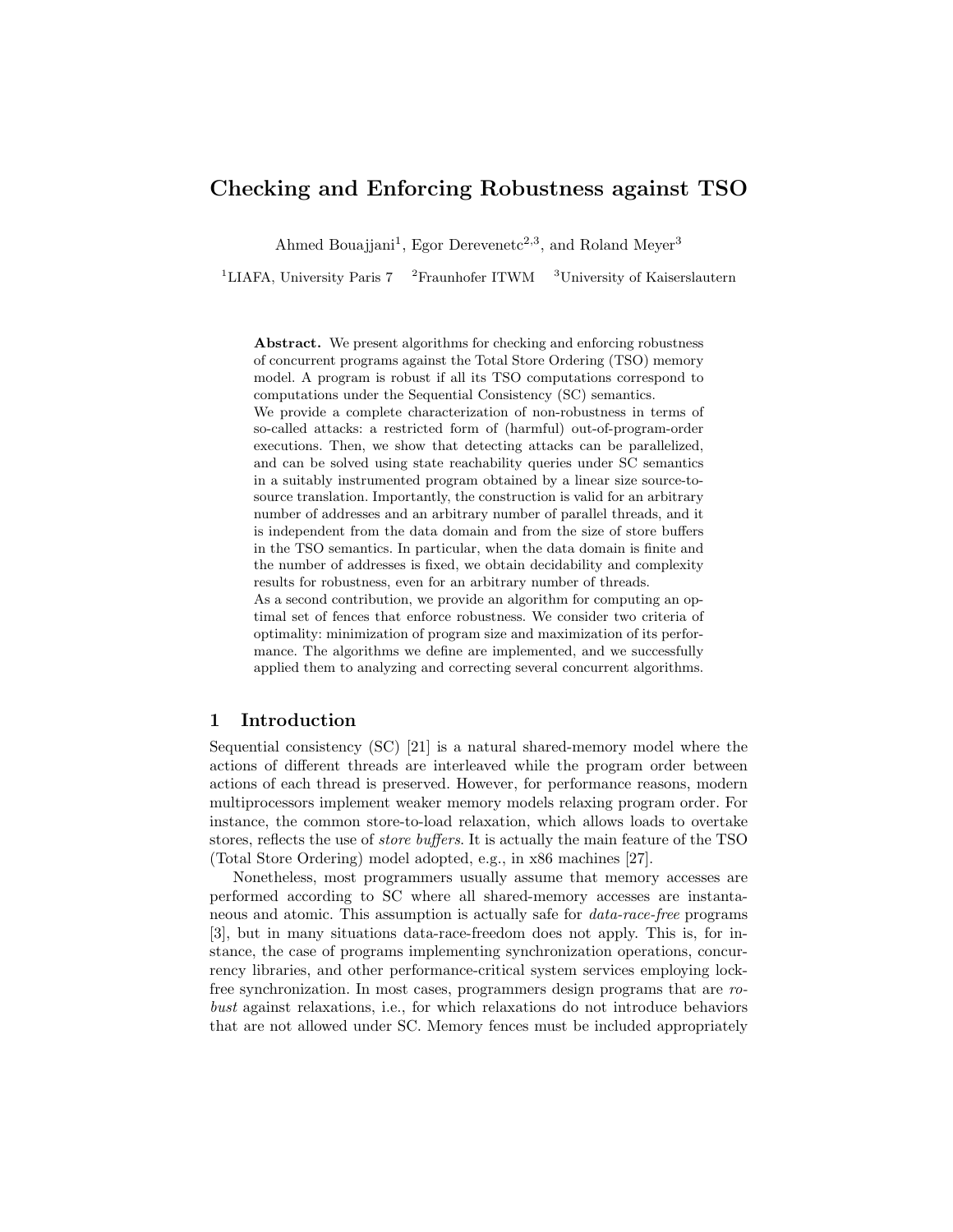# Checking and Enforcing Robustness against TSO

Ahmed Bouajjani[1], Egor Derevenetc[2,3], and Roland Meyer[3]

[1]LIAFA, University Paris 7 [2]Fraunhofer ITWM [3]University of Kaiserslautern

**Abstract.** We present algorithms for checking and enforcing robustness of concurrent programs against the Total Store Ordering (TSO) memory model. A program is robust if all its TSO computations correspond to computations under the Sequential Consistency (SC) semantics.
We provide a complete characterization of non-robustness in terms of so-called attacks: a restricted form of (harmful) out-of-program-order executions. Then, we show that detecting attacks can be parallelized, and can be solved using state reachability queries under SC semantics in a suitably instrumented program obtained by a linear size source-to-source translation. Importantly, the construction is valid for an arbitrary number of addresses and an arbitrary number of parallel threads, and it is independent from the data domain and from the size of store buffers in the TSO semantics. In particular, when the data domain is finite and the number of addresses is fixed, we obtain decidability and complexity results for robustness, even for an arbitrary number of threads.
As a second contribution, we provide an algorithm for computing an optimal set of fences that enforce robustness. We consider two criteria of optimality: minimization of program size and maximization of its performance. The algorithms we define are implemented, and we successfully applied them to analyzing and correcting several concurrent algorithms.

## 1 Introduction

Sequential consistency (SC) [21] is a natural shared-memory model where the actions of different threads are interleaved while the program order between actions of each thread is preserved. However, for performance reasons, modern multiprocessors implement weaker memory models relaxing program order. For instance, the common store-to-load relaxation, which allows loads to overtake stores, reflects the use of *store buffers*. It is actually the main feature of the TSO (Total Store Ordering) model adopted, e.g., in x86 machines [27].

Nonetheless, most programmers usually assume that memory accesses are performed according to SC where all shared-memory accesses are instantaneous and atomic. This assumption is actually safe for *data-race-free* programs [3], but in many situations data-race-freedom does not apply. This is, for instance, the case of programs implementing synchronization operations, concurrency libraries, and other performance-critical system services employing lock-free synchronization. In most cases, programmers design programs that are *robust* against relaxations, i.e., for which relaxations do not introduce behaviors that are not allowed under SC. Memory fences must be included appropriately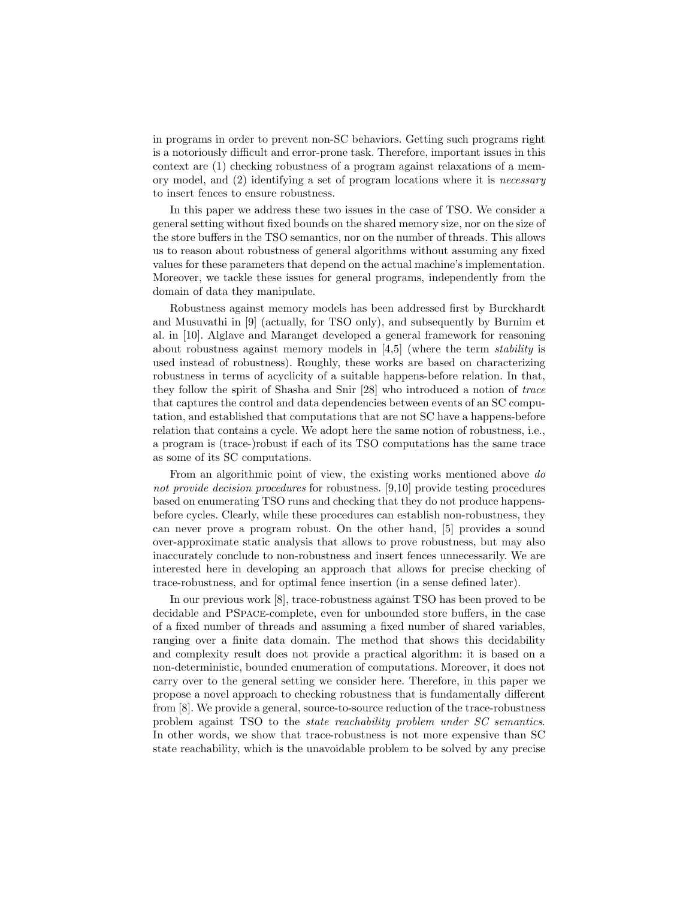in programs in order to prevent non-SC behaviors. Getting such programs right is a notoriously difficult and error-prone task. Therefore, important issues in this context are (1) checking robustness of a program against relaxations of a memory model, and (2) identifying a set of program locations where it is *necessary* to insert fences to ensure robustness.

In this paper we address these two issues in the case of TSO. We consider a general setting without fixed bounds on the shared memory size, nor on the size of the store buffers in the TSO semantics, nor on the number of threads. This allows us to reason about robustness of general algorithms without assuming any fixed values for these parameters that depend on the actual machine's implementation. Moreover, we tackle these issues for general programs, independently from the domain of data they manipulate.

Robustness against memory models has been addressed first by Burckhardt and Musuvathi in [9] (actually, for TSO only), and subsequently by Burnim et al. in [10]. Alglave and Maranget developed a general framework for reasoning about robustness against memory models in [4,5] (where the term *stability* is used instead of robustness). Roughly, these works are based on characterizing robustness in terms of acyclicity of a suitable happens-before relation. In that, they follow the spirit of Shasha and Snir [28] who introduced a notion of *trace* that captures the control and data dependencies between events of an SC computation, and established that computations that are not SC have a happens-before relation that contains a cycle. We adopt here the same notion of robustness, i.e., a program is (trace-)robust if each of its TSO computations has the same trace as some of its SC computations.

From an algorithmic point of view, the existing works mentioned above *do not provide decision procedures* for robustness. [9,10] provide testing procedures based on enumerating TSO runs and checking that they do not produce happens-before cycles. Clearly, while these procedures can establish non-robustness, they can never prove a program robust. On the other hand, [5] provides a sound over-approximate static analysis that allows to prove robustness, but may also inaccurately conclude to non-robustness and insert fences unnecessarily. We are interested here in developing an approach that allows for precise checking of trace-robustness, and for optimal fence insertion (in a sense defined later).

In our previous work [8], trace-robustness against TSO has been proved to be decidable and PSpace-complete, even for unbounded store buffers, in the case of a fixed number of threads and assuming a fixed number of shared variables, ranging over a finite data domain. The method that shows this decidability and complexity result does not provide a practical algorithm: it is based on a non-deterministic, bounded enumeration of computations. Moreover, it does not carry over to the general setting we consider here. Therefore, in this paper we propose a novel approach to checking robustness that is fundamentally different from [8]. We provide a general, source-to-source reduction of the trace-robustness problem against TSO to the *state reachability problem under SC semantics*. In other words, we show that trace-robustness is not more expensive than SC state reachability, which is the unavoidable problem to be solved by any precise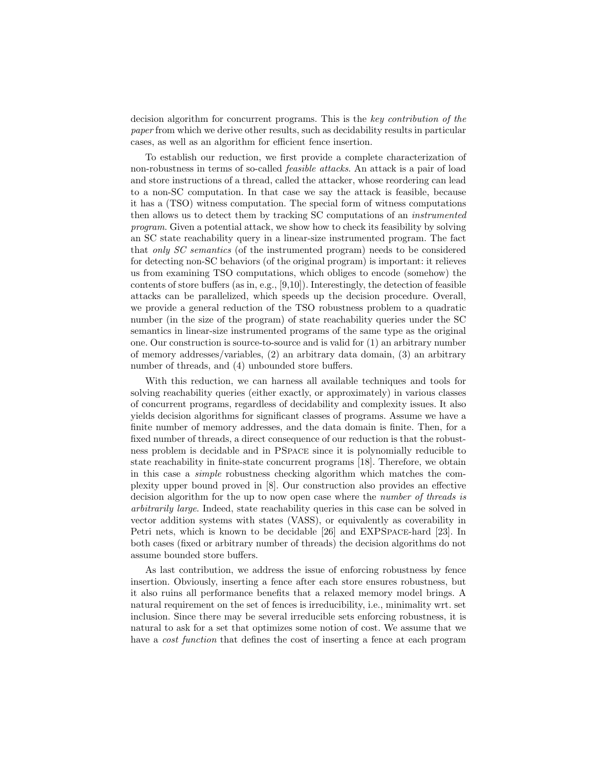decision algorithm for concurrent programs. This is the *key contribution of the paper* from which we derive other results, such as decidability results in particular cases, as well as an algorithm for efficient fence insertion.

To establish our reduction, we first provide a complete characterization of non-robustness in terms of so-called *feasible attacks*. An attack is a pair of load and store instructions of a thread, called the attacker, whose reordering can lead to a non-SC computation. In that case we say the attack is feasible, because it has a (TSO) witness computation. The special form of witness computations then allows us to detect them by tracking SC computations of an *instrumented program*. Given a potential attack, we show how to check its feasibility by solving an SC state reachability query in a linear-size instrumented program. The fact that *only SC semantics* (of the instrumented program) needs to be considered for detecting non-SC behaviors (of the original program) is important: it relieves us from examining TSO computations, which obliges to encode (somehow) the contents of store buffers (as in, e.g., [9,10]). Interestingly, the detection of feasible attacks can be parallelized, which speeds up the decision procedure. Overall, we provide a general reduction of the TSO robustness problem to a quadratic number (in the size of the program) of state reachability queries under the SC semantics in linear-size instrumented programs of the same type as the original one. Our construction is source-to-source and is valid for (1) an arbitrary number of memory addresses/variables, (2) an arbitrary data domain, (3) an arbitrary number of threads, and (4) unbounded store buffers.

With this reduction, we can harness all available techniques and tools for solving reachability queries (either exactly, or approximately) in various classes of concurrent programs, regardless of decidability and complexity issues. It also yields decision algorithms for significant classes of programs. Assume we have a finite number of memory addresses, and the data domain is finite. Then, for a fixed number of threads, a direct consequence of our reduction is that the robustness problem is decidable and in PSpace since it is polynomially reducible to state reachability in finite-state concurrent programs [18]. Therefore, we obtain in this case a *simple* robustness checking algorithm which matches the complexity upper bound proved in [8]. Our construction also provides an effective decision algorithm for the up to now open case where the *number of threads is arbitrarily large*. Indeed, state reachability queries in this case can be solved in vector addition systems with states (VASS), or equivalently as coverability in Petri nets, which is known to be decidable [26] and EXPSpace-hard [23]. In both cases (fixed or arbitrary number of threads) the decision algorithms do not assume bounded store buffers.

As last contribution, we address the issue of enforcing robustness by fence insertion. Obviously, inserting a fence after each store ensures robustness, but it also ruins all performance benefits that a relaxed memory model brings. A natural requirement on the set of fences is irreducibility, i.e., minimality wrt. set inclusion. Since there may be several irreducible sets enforcing robustness, it is natural to ask for a set that optimizes some notion of cost. We assume that we have a *cost function* that defines the cost of inserting a fence at each program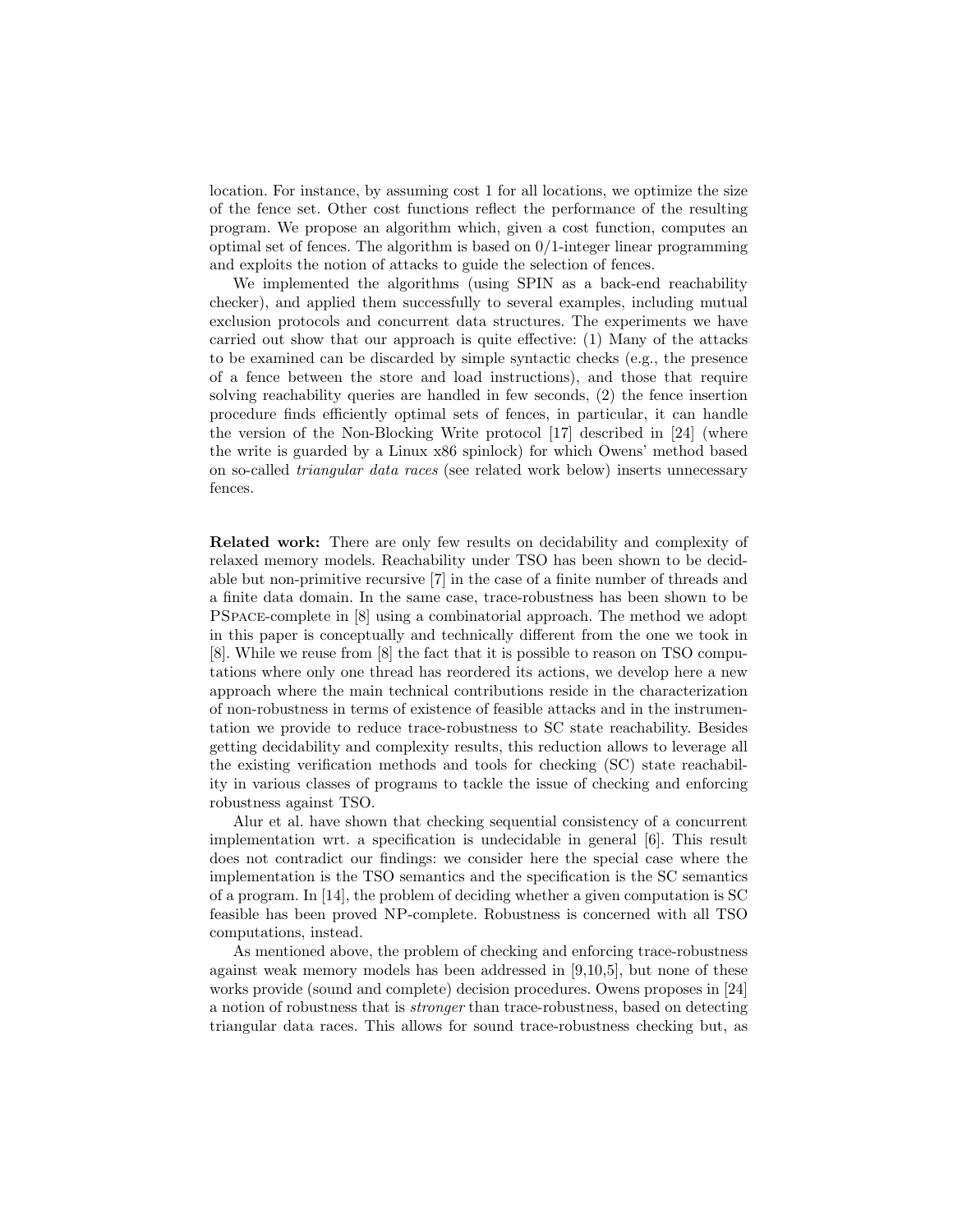location. For instance, by assuming cost 1 for all locations, we optimize the size of the fence set. Other cost functions reflect the performance of the resulting program. We propose an algorithm which, given a cost function, computes an optimal set of fences. The algorithm is based on 0/1-integer linear programming and exploits the notion of attacks to guide the selection of fences.

We implemented the algorithms (using SPIN as a back-end reachability checker), and applied them successfully to several examples, including mutual exclusion protocols and concurrent data structures. The experiments we have carried out show that our approach is quite effective: (1) Many of the attacks to be examined can be discarded by simple syntactic checks (e.g., the presence of a fence between the store and load instructions), and those that require solving reachability queries are handled in few seconds, (2) the fence insertion procedure finds efficiently optimal sets of fences, in particular, it can handle the version of the Non-Blocking Write protocol [17] described in [24] (where the write is guarded by a Linux x86 spinlock) for which Owens' method based on so-called *triangular data races* (see related work below) inserts unnecessary fences.

**Related work:** There are only few results on decidability and complexity of relaxed memory models. Reachability under TSO has been shown to be decidable but non-primitive recursive [7] in the case of a finite number of threads and a finite data domain. In the same case, trace-robustness has been shown to be PSpace-complete in [8] using a combinatorial approach. The method we adopt in this paper is conceptually and technically different from the one we took in [8]. While we reuse from [8] the fact that it is possible to reason on TSO computations where only one thread has reordered its actions, we develop here a new approach where the main technical contributions reside in the characterization of non-robustness in terms of existence of feasible attacks and in the instrumentation we provide to reduce trace-robustness to SC state reachability. Besides getting decidability and complexity results, this reduction allows to leverage all the existing verification methods and tools for checking (SC) state reachability in various classes of programs to tackle the issue of checking and enforcing robustness against TSO.

Alur et al. have shown that checking sequential consistency of a concurrent implementation wrt. a specification is undecidable in general [6]. This result does not contradict our findings: we consider here the special case where the implementation is the TSO semantics and the specification is the SC semantics of a program. In [14], the problem of deciding whether a given computation is SC feasible has been proved NP-complete. Robustness is concerned with all TSO computations, instead.

As mentioned above, the problem of checking and enforcing trace-robustness against weak memory models has been addressed in [9,10,5], but none of these works provide (sound and complete) decision procedures. Owens proposes in [24] a notion of robustness that is *stronger* than trace-robustness, based on detecting triangular data races. This allows for sound trace-robustness checking but, as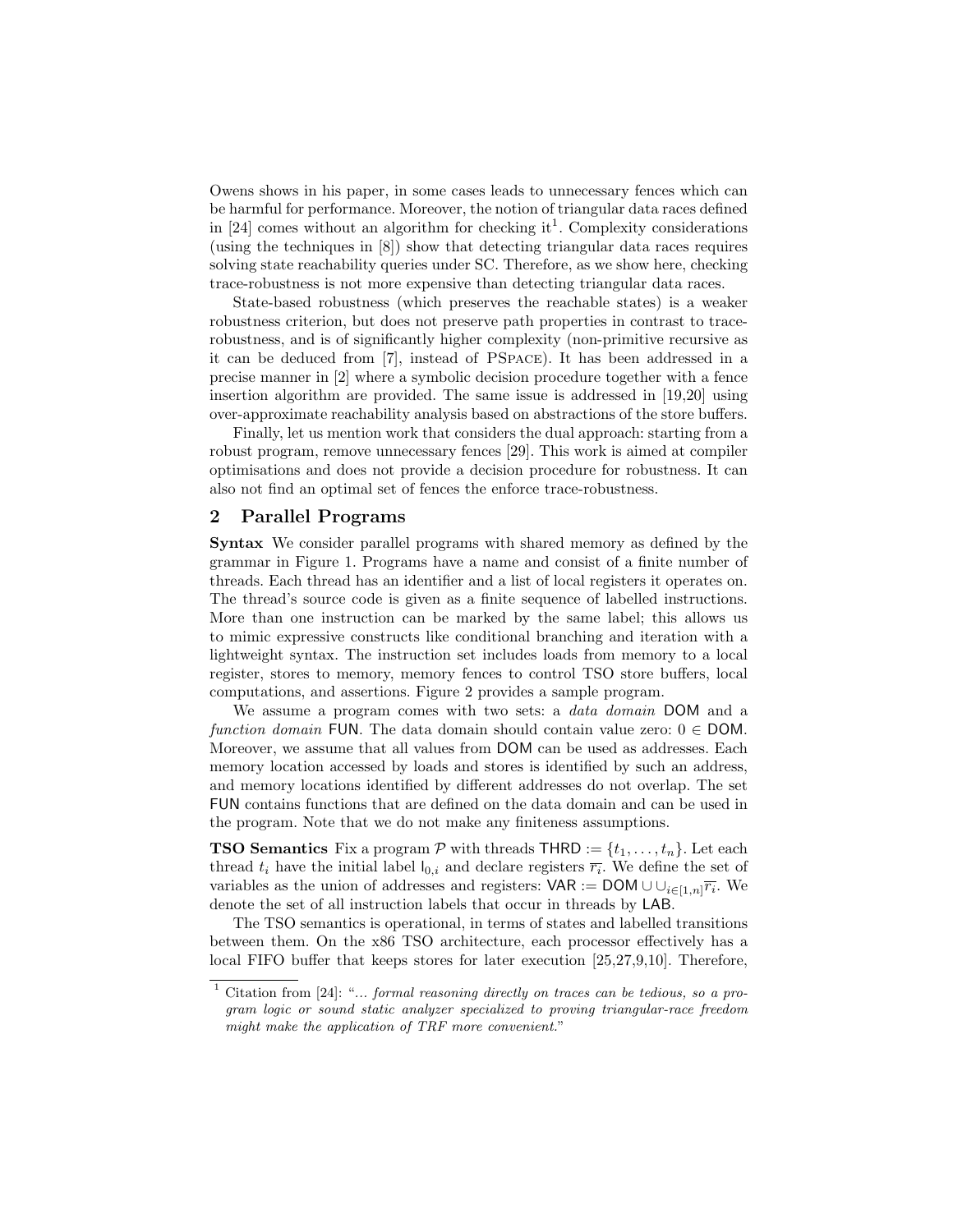Owens shows in his paper, in some cases leads to unnecessary fences which can be harmful for performance. Moreover, the notion of triangular data races defined in [24] comes without an algorithm for checking it[1]. Complexity considerations (using the techniques in [8]) show that detecting triangular data races requires solving state reachability queries under SC. Therefore, as we show here, checking trace-robustness is not more expensive than detecting triangular data races.

State-based robustness (which preserves the reachable states) is a weaker robustness criterion, but does not preserve path properties in contrast to trace-robustness, and is of significantly higher complexity (non-primitive recursive as it can be deduced from [7], instead of PSPACE). It has been addressed in a precise manner in [2] where a symbolic decision procedure together with a fence insertion algorithm are provided. The same issue is addressed in [19,20] using over-approximate reachability analysis based on abstractions of the store buffers.

Finally, let us mention work that considers the dual approach: starting from a robust program, remove unnecessary fences [29]. This work is aimed at compiler optimisations and does not provide a decision procedure for robustness. It can also not find an optimal set of fences the enforce trace-robustness.

## 2 Parallel Programs

**Syntax** We consider parallel programs with shared memory as defined by the grammar in Figure 1. Programs have a name and consist of a finite number of threads. Each thread has an identifier and a list of local registers it operates on. The thread's source code is given as a finite sequence of labelled instructions. More than one instruction can be marked by the same label; this allows us to mimic expressive constructs like conditional branching and iteration with a lightweight syntax. The instruction set includes loads from memory to a local register, stores to memory, memory fences to control TSO store buffers, local computations, and assertions. Figure 2 provides a sample program.

We assume a program comes with two sets: a *data domain* $\mathsf{DOM}$ and a *function domain* $\mathsf{FUN}$. The data domain should contain value zero: $0 \in \mathsf{DOM}$. Moreover, we assume that all values from $\mathsf{DOM}$ can be used as addresses. Each memory location accessed by loads and stores is identified by such an address, and memory locations identified by different addresses do not overlap. The set $\mathsf{FUN}$ contains functions that are defined on the data domain and can be used in the program. Note that we do not make any finiteness assumptions.

**TSO Semantics** Fix a program $\mathcal{P}$ with threads $\mathsf{THRD} := \{t_1, \ldots, t_n\}$. Let each thread $t_i$ have the initial label $\mathsf{l}_{0,i}$ and declare registers $\overline{r_i}$. We define the set of variables as the union of addresses and registers: $\mathsf{VAR} := \mathsf{DOM} \cup \cup_{i\in[1,n]}\overline{r_i}$. We denote the set of all instruction labels that occur in threads by $\mathsf{LAB}$.

The TSO semantics is operational, in terms of states and labelled transitions between them. On the x86 TSO architecture, each processor effectively has a local FIFO buffer that keeps stores for later execution [25,27,9,10]. Therefore,

[1] Citation from [24]: "*... formal reasoning directly on traces can be tedious, so a program logic or sound static analyzer specialized to proving triangular-race freedom might make the application of TRF more convenient.*"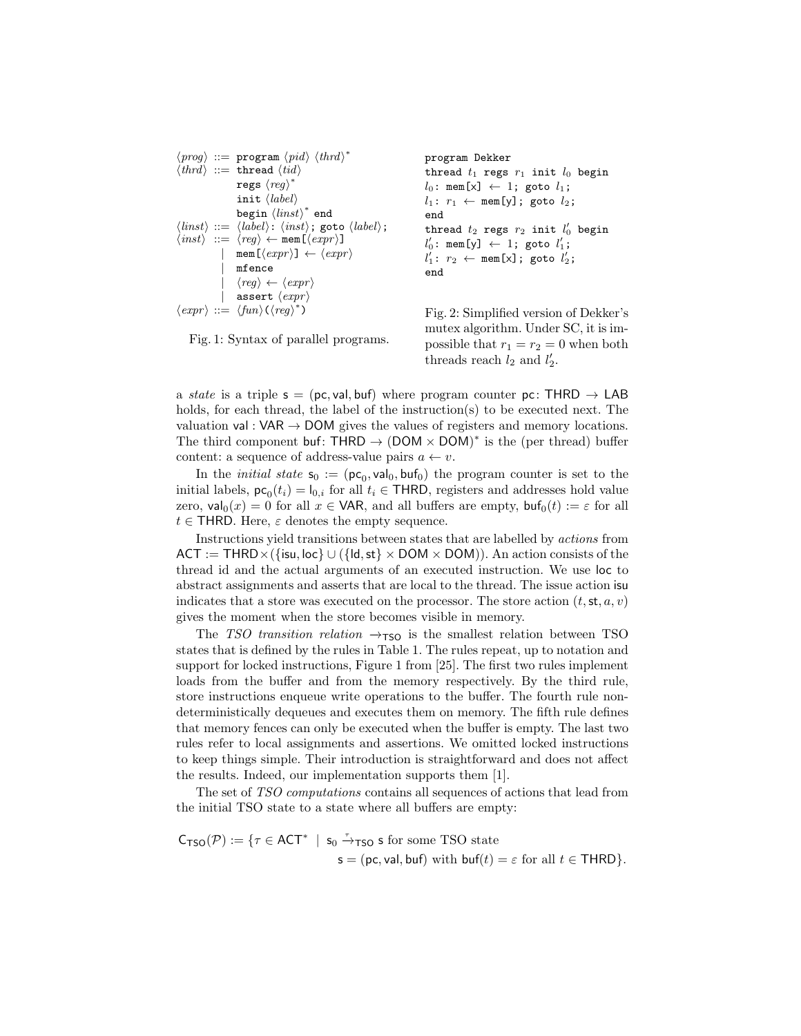```
⟨prog⟩ ::= program ⟨pid⟩ ⟨thrd⟩*
⟨thrd⟩ ::= thread ⟨tid⟩
           regs ⟨reg⟩*
           init ⟨label⟩
           begin ⟨linst⟩* end
⟨linst⟩ ::= ⟨label⟩: ⟨inst⟩; goto ⟨label⟩;
⟨inst⟩  ::= ⟨reg⟩ ← mem[⟨expr⟩]
         |  mem[⟨expr⟩] ← ⟨expr⟩
         |  mfence
         |  ⟨reg⟩ ← ⟨expr⟩
         |  assert ⟨expr⟩
⟨expr⟩  ::= ⟨fun⟩(⟨reg⟩*)
```

Fig. 1: Syntax of parallel programs.

```
program Dekker
thread t1 regs r1 init l0 begin
l0: mem[x] ← 1; goto l1;
l1: r1 ← mem[y]; goto l2;
end
thread t2 regs r2 init l'0 begin
l'0: mem[y] ← 1; goto l'1;
l'1: r2 ← mem[x]; goto l'2;
end
```

Fig. 2: Simplified version of Dekker's mutex algorithm. Under SC, it is impossible that $r_1 = r_2 = 0$ when both threads reach $l_2$ and $l_2'$.

a *state* is a triple $\mathsf{s} = (\mathsf{pc}, \mathsf{val}, \mathsf{buf})$ where program counter $\mathsf{pc}\colon \mathsf{THRD} \to \mathsf{LAB}$ holds, for each thread, the label of the instruction(s) to be executed next. The valuation $\mathsf{val} : \mathsf{VAR} \to \mathsf{DOM}$ gives the values of registers and memory locations. The third component $\mathsf{buf}\colon \mathsf{THRD} \to (\mathsf{DOM} \times \mathsf{DOM})^*$ is the (per thread) buffer content: a sequence of address-value pairs $a \leftarrow v$.

In the *initial state* $\mathsf{s}_0 := (\mathsf{pc}_0, \mathsf{val}_0, \mathsf{buf}_0)$ the program counter is set to the initial labels, $\mathsf{pc}_0(t_i) = \mathsf{l}_{0,i}$ for all $t_i \in \mathsf{THRD}$, registers and addresses hold value zero, $\mathsf{val}_0(x) = 0$ for all $x \in \mathsf{VAR}$, and all buffers are empty, $\mathsf{buf}_0(t) := \varepsilon$ for all $t \in \mathsf{THRD}$. Here, $\varepsilon$ denotes the empty sequence.

Instructions yield transitions between states that are labelled by *actions* from $\mathsf{ACT} := \mathsf{THRD} \times (\{\mathsf{isu}, \mathsf{loc}\} \cup (\{\mathsf{ld}, \mathsf{st}\} \times \mathsf{DOM} \times \mathsf{DOM}))$. An action consists of the thread id and the actual arguments of an executed instruction. We use $\mathsf{loc}$ to abstract assignments and asserts that are local to the thread. The issue action $\mathsf{isu}$ indicates that a store was executed on the processor. The store action $(t, \mathsf{st}, a, v)$ gives the moment when the store becomes visible in memory.

The *TSO transition relation* $\to_{\mathsf{TSO}}$ is the smallest relation between TSO states that is defined by the rules in Table 1. The rules repeat, up to notation and support for locked instructions, Figure 1 from [25]. The first two rules implement loads from the buffer and from the memory respectively. By the third rule, store instructions enqueue write operations to the buffer. The fourth rule nondeterministically dequeues and executes them on memory. The fifth rule defines that memory fences can only be executed when the buffer is empty. The last two rules refer to local assignments and assertions. We omitted locked instructions to keep things simple. Their introduction is straightforward and does not affect the results. Indeed, our implementation supports them [1].

The set of *TSO computations* contains all sequences of actions that lead from the initial TSO state to a state where all buffers are empty:

$$\mathsf{C}_{\mathsf{TSO}}(\mathcal{P}) := \{\tau \in \mathsf{ACT}^* \mid \mathsf{s}_0 \xrightarrow{\tau}_{\mathsf{TSO}} \mathsf{s} \text{ for some TSO state } \mathsf{s} = (\mathsf{pc}, \mathsf{val}, \mathsf{buf}) \text{ with } \mathsf{buf}(t) = \varepsilon \text{ for all } t \in \mathsf{THRD}\}.$$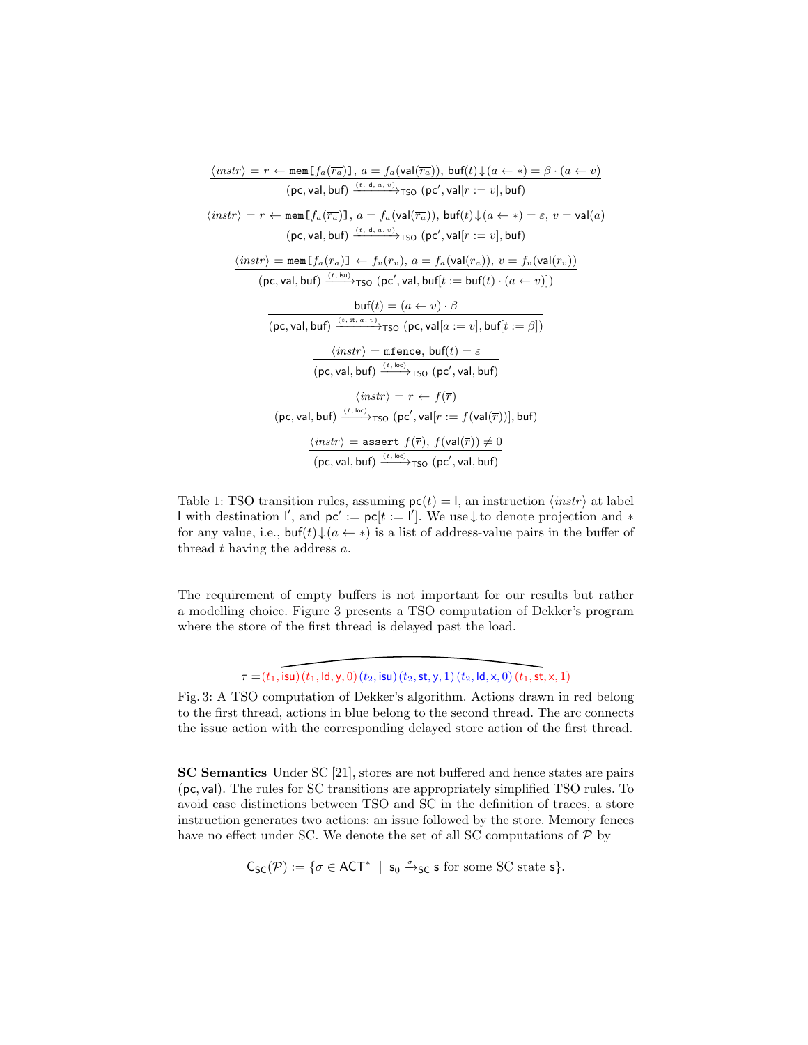$$\frac{\langle instr \rangle = r \leftarrow \texttt{mem[}f_a(\overline{r_a})\texttt{]},\ a = f_a(\mathsf{val}(\overline{r_a})),\ \mathsf{buf}(t)\!\downarrow\!(a \leftarrow *) = \beta \cdot (a \leftarrow v)}{(\mathsf{pc}, \mathsf{val}, \mathsf{buf}) \xrightarrow{(t,\,\mathsf{ld},\,a,\,v)}_{\mathsf{TSO}} (\mathsf{pc}', \mathsf{val}[r := v], \mathsf{buf})}$$

$$\frac{\langle instr \rangle = r \leftarrow \texttt{mem[}f_a(\overline{r_a})\texttt{]},\ a = f_a(\mathsf{val}(\overline{r_a})),\ \mathsf{buf}(t)\!\downarrow\!(a \leftarrow *) = \varepsilon,\ v = \mathsf{val}(a)}{(\mathsf{pc}, \mathsf{val}, \mathsf{buf}) \xrightarrow{(t,\,\mathsf{ld},\,a,\,v)}_{\mathsf{TSO}} (\mathsf{pc}', \mathsf{val}[r := v], \mathsf{buf})}$$

$$\frac{\langle instr \rangle = \texttt{mem[}f_a(\overline{r_a})\texttt{]} \leftarrow f_v(\overline{r_v}),\ a = f_a(\mathsf{val}(\overline{r_a})),\ v = f_v(\mathsf{val}(\overline{r_v}))}{(\mathsf{pc}, \mathsf{val}, \mathsf{buf}) \xrightarrow{(t,\,\mathsf{isu})}_{\mathsf{TSO}} (\mathsf{pc}', \mathsf{val}, \mathsf{buf}[t := \mathsf{buf}(t) \cdot (a \leftarrow v)])}$$

$$\frac{\mathsf{buf}(t) = (a \leftarrow v) \cdot \beta}{(\mathsf{pc}, \mathsf{val}, \mathsf{buf}) \xrightarrow{(t,\,\mathsf{st},\,a,\,v)}_{\mathsf{TSO}} (\mathsf{pc}, \mathsf{val}[a := v], \mathsf{buf}[t := \beta])}$$

$$\frac{\langle instr \rangle = \texttt{mfence},\ \mathsf{buf}(t) = \varepsilon}{(\mathsf{pc}, \mathsf{val}, \mathsf{buf}) \xrightarrow{(t,\,\mathsf{loc})}_{\mathsf{TSO}} (\mathsf{pc}', \mathsf{val}, \mathsf{buf})}$$

$$\frac{\langle instr \rangle = r \leftarrow f(\overline{r})}{(\mathsf{pc}, \mathsf{val}, \mathsf{buf}) \xrightarrow{(t,\,\mathsf{loc})}_{\mathsf{TSO}} (\mathsf{pc}', \mathsf{val}[r := f(\mathsf{val}(\overline{r}))], \mathsf{buf})}$$

$$\frac{\langle instr \rangle = \texttt{assert}\ f(\overline{r}),\ f(\mathsf{val}(\overline{r})) \neq 0}{(\mathsf{pc}, \mathsf{val}, \mathsf{buf}) \xrightarrow{(t,\,\mathsf{loc})}_{\mathsf{TSO}} (\mathsf{pc}', \mathsf{val}, \mathsf{buf})}$$

Table 1: TSO transition rules, assuming $\mathsf{pc}(t) = \mathsf{l}$, an instruction $\langle instr \rangle$ at label $\mathsf{l}$ with destination $\mathsf{l}'$, and $\mathsf{pc}' := \mathsf{pc}[t := \mathsf{l}']$. We use $\downarrow$ to denote projection and $*$ for any value, i.e., $\mathsf{buf}(t)\!\downarrow\!(a \leftarrow *)$ is a list of address-value pairs in the buffer of thread $t$ having the address $a$.

The requirement of empty buffers is not important for our results but rather a modelling choice. Figure 3 presents a TSO computation of Dekker's program where the store of the first thread is delayed past the load.

$$\tau = (t_1, \mathsf{isu})\,(t_1, \mathsf{ld}, \mathsf{y}, 0)\,(t_2, \mathsf{isu})\,(t_2, \mathsf{st}, \mathsf{y}, 1)\,(t_2, \mathsf{ld}, \mathsf{x}, 0)\,(t_1, \mathsf{st}, \mathsf{x}, 1)$$

Fig. 3: A TSO computation of Dekker's algorithm. Actions drawn in red belong to the first thread, actions in blue belong to the second thread. The arc connects the issue action with the corresponding delayed store action of the first thread.

**SC Semantics** Under SC [21], stores are not buffered and hence states are pairs $(\mathsf{pc}, \mathsf{val})$. The rules for SC transitions are appropriately simplified TSO rules. To avoid case distinctions between TSO and SC in the definition of traces, a store instruction generates two actions: an issue followed by the store. Memory fences have no effect under SC. We denote the set of all SC computations of $\mathcal{P}$ by

$$\mathsf{C}_{\mathsf{SC}}(\mathcal{P}) := \{\sigma \in \mathsf{ACT}^* \mid \mathsf{s}_0 \xrightarrow{\sigma}_{\mathsf{SC}} \mathsf{s} \text{ for some SC state } \mathsf{s}\}.$$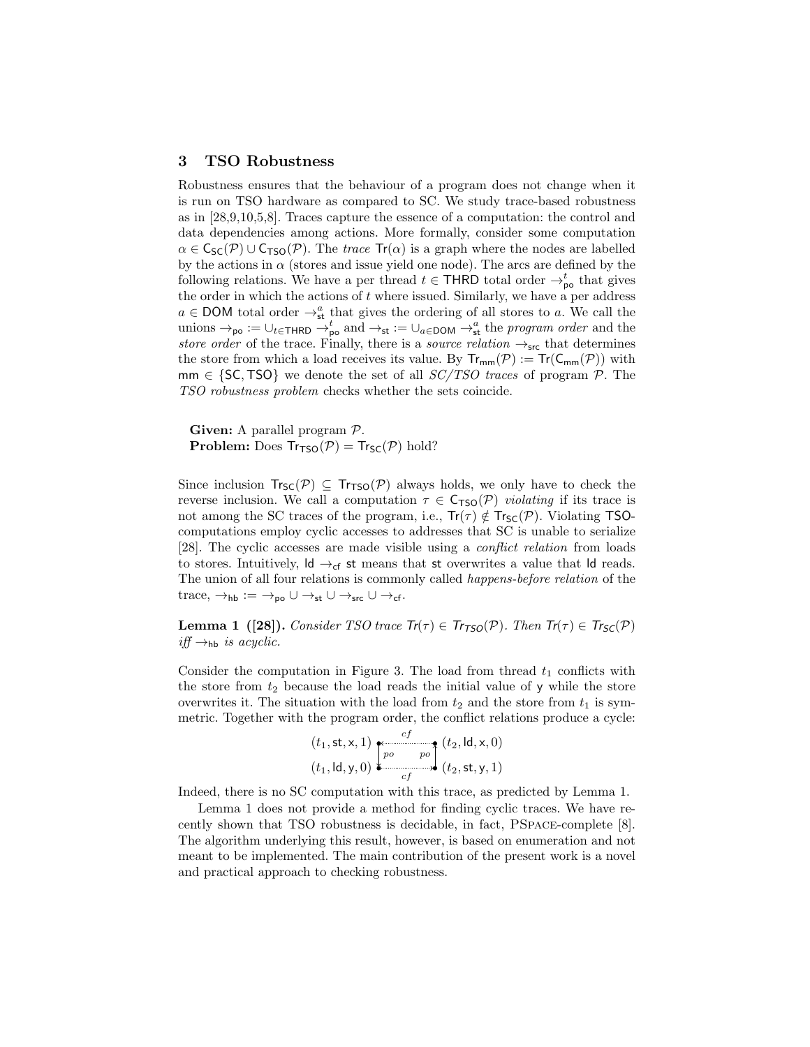## 3 TSO Robustness

Robustness ensures that the behaviour of a program does not change when it is run on TSO hardware as compared to SC. We study trace-based robustness as in [28,9,10,5,8]. Traces capture the essence of a computation: the control and data dependencies among actions. More formally, consider some computation $\alpha \in \mathsf{C}_{\mathsf{SC}}(\mathcal{P}) \cup \mathsf{C}_{\mathsf{TSO}}(\mathcal{P})$. The *trace* $\mathsf{Tr}(\alpha)$ is a graph where the nodes are labelled by the actions in $\alpha$ (stores and issue yield one node). The arcs are defined by the following relations. We have a per thread $t \in \mathsf{THRD}$ total order $\rightarrow^{t}_{\mathsf{po}}$ that gives the order in which the actions of $t$ where issued. Similarly, we have a per address $a \in \mathsf{DOM}$ total order $\rightarrow^{a}_{\mathsf{st}}$ that gives the ordering of all stores to $a$. We call the unions $\rightarrow_{\mathsf{po}} := \cup_{t \in \mathsf{THRD}} \rightarrow^{t}_{\mathsf{po}}$ and $\rightarrow_{\mathsf{st}} := \cup_{a \in \mathsf{DOM}} \rightarrow^{a}_{\mathsf{st}}$ the *program order* and the *store order* of the trace. Finally, there is a *source relation* $\rightarrow_{\mathsf{src}}$ that determines the store from which a load receives its value. By $\mathsf{Tr}_{\mathsf{mm}}(\mathcal{P}) := \mathsf{Tr}(\mathsf{C}_{\mathsf{mm}}(\mathcal{P}))$ with $\mathsf{mm} \in \{\mathsf{SC}, \mathsf{TSO}\}$ we denote the set of all *SC/TSO traces* of program $\mathcal{P}$. The *TSO robustness problem* checks whether the sets coincide.

**Given:** A parallel program $\mathcal{P}$.
**Problem:** Does $\mathsf{Tr}_{\mathsf{TSO}}(\mathcal{P}) = \mathsf{Tr}_{\mathsf{SC}}(\mathcal{P})$ hold?

Since inclusion $\mathsf{Tr}_{\mathsf{SC}}(\mathcal{P}) \subseteq \mathsf{Tr}_{\mathsf{TSO}}(\mathcal{P})$ always holds, we only have to check the reverse inclusion. We call a computation $\tau \in \mathsf{C}_{\mathsf{TSO}}(\mathcal{P})$ *violating* if its trace is not among the SC traces of the program, i.e., $\mathsf{Tr}(\tau) \notin \mathsf{Tr}_{\mathsf{SC}}(\mathcal{P})$. Violating $\mathsf{TSO}$-computations employ cyclic accesses to addresses that SC is unable to serialize [28]. The cyclic accesses are made visible using a *conflict relation* from loads to stores. Intuitively, $\mathsf{ld} \rightarrow_{\mathsf{cf}} \mathsf{st}$ means that $\mathsf{st}$ overwrites a value that $\mathsf{ld}$ reads. The union of all four relations is commonly called *happens-before relation* of the trace, $\rightarrow_{\mathsf{hb}} := \rightarrow_{\mathsf{po}} \cup \rightarrow_{\mathsf{st}} \cup \rightarrow_{\mathsf{src}} \cup \rightarrow_{\mathsf{cf}}$.

**Lemma 1 ([28]).** *Consider TSO trace $\mathsf{Tr}(\tau) \in \mathsf{Tr}_{\mathsf{TSO}}(\mathcal{P})$. Then $\mathsf{Tr}(\tau) \in \mathsf{Tr}_{\mathsf{SC}}(\mathcal{P})$ iff $\rightarrow_{\mathsf{hb}}$ is acyclic.*

Consider the computation in Figure 3. The load from thread $t_1$ conflicts with the store from $t_2$ because the load reads the initial value of $\mathsf{y}$ while the store overwrites it. The situation with the load from $t_2$ and the store from $t_1$ is symmetric. Together with the program order, the conflict relations produce a cycle:

$$
\begin{array}{ccc}
(t_1, \mathsf{st}, \mathsf{x}, 1) & \xleftarrow{\;cf\;} & (t_2, \mathsf{ld}, \mathsf{x}, 0) \\
\downarrow po & & \uparrow po \\
(t_1, \mathsf{ld}, \mathsf{y}, 0) & \xrightarrow[\;cf\;]{} & (t_2, \mathsf{st}, \mathsf{y}, 1)
\end{array}
$$

Indeed, there is no SC computation with this trace, as predicted by Lemma 1.

Lemma 1 does not provide a method for finding cyclic traces. We have recently shown that TSO robustness is decidable, in fact, PSPACE-complete [8]. The algorithm underlying this result, however, is based on enumeration and not meant to be implemented. The main contribution of the present work is a novel and practical approach to checking robustness.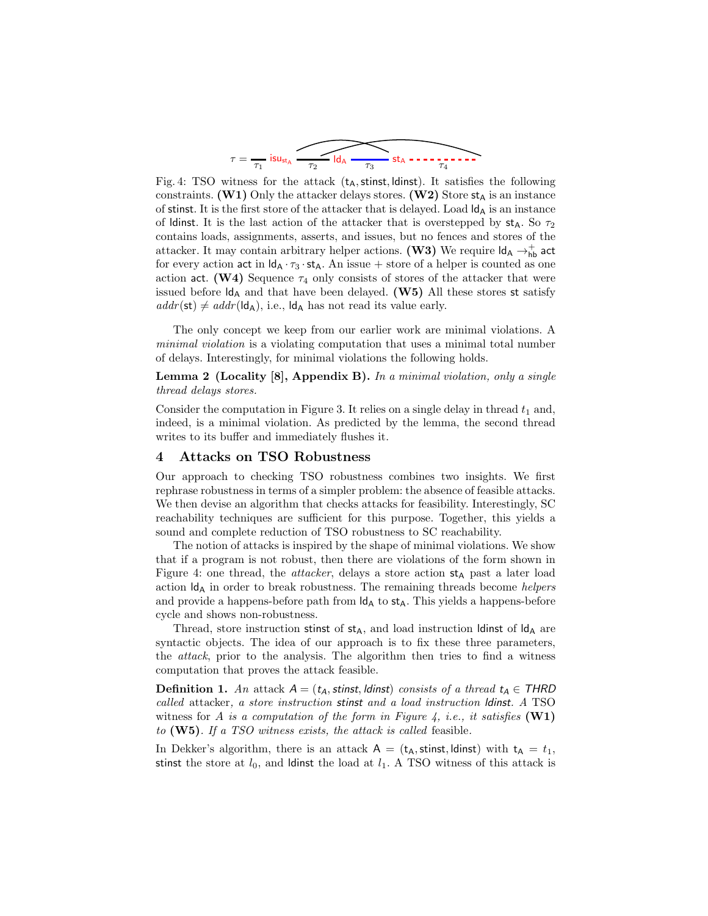$$\tau = \underset{\tau_1}{\_\_} \; \mathsf{isu}_{\mathsf{st_A}} \; \underset{\tau_2}{\_\_\_\_} \; \mathsf{ld_A} \; \underset{\tau_3}{\_\_\_\_} \; \mathsf{st_A} \; \underset{\tau_4}{\text{- - - - - - -}}$$

Fig. 4: TSO witness for the attack $(\mathsf{t_A}, \mathsf{stinst}, \mathsf{ldinst})$. It satisfies the following constraints. **(W1)** Only the attacker delays stores. **(W2)** Store $\mathsf{st_A}$ is an instance of stinst. It is the first store of the attacker that is delayed. Load $\mathsf{ld_A}$ is an instance of ldinst. It is the last action of the attacker that is overstepped by $\mathsf{st_A}$. So $\tau_2$ contains loads, assignments, asserts, and issues, but no fences and stores of the attacker. It may contain arbitrary helper actions. **(W3)** We require $\mathsf{ld_A} \rightarrow^{+}_{\mathsf{hb}} \mathsf{act}$ for every action act in $\mathsf{ld_A} \cdot \tau_3 \cdot \mathsf{st_A}$. An issue + store of a helper is counted as one action act. **(W4)** Sequence $\tau_4$ only consists of stores of the attacker that were issued before $\mathsf{ld_A}$ and that have been delayed. **(W5)** All these stores st satisfy $addr(\mathsf{st}) \neq addr(\mathsf{ld_A})$, i.e., $\mathsf{ld_A}$ has not read its value early.

The only concept we keep from our earlier work are minimal violations. A *minimal violation* is a violating computation that uses a minimal total number of delays. Interestingly, for minimal violations the following holds.

**Lemma 2 (Locality [8], Appendix B).** *In a minimal violation, only a single thread delays stores.*

Consider the computation in Figure 3. It relies on a single delay in thread $t_1$ and, indeed, is a minimal violation. As predicted by the lemma, the second thread writes to its buffer and immediately flushes it.

## 4 Attacks on TSO Robustness

Our approach to checking TSO robustness combines two insights. We first rephrase robustness in terms of a simpler problem: the absence of feasible attacks. We then devise an algorithm that checks attacks for feasibility. Interestingly, SC reachability techniques are sufficient for this purpose. Together, this yields a sound and complete reduction of TSO robustness to SC reachability.

The notion of attacks is inspired by the shape of minimal violations. We show that if a program is not robust, then there are violations of the form shown in Figure 4: one thread, the *attacker*, delays a store action $\mathsf{st_A}$ past a later load action $\mathsf{ld_A}$ in order to break robustness. The remaining threads become *helpers* and provide a happens-before path from $\mathsf{ld_A}$ to $\mathsf{st_A}$. This yields a happens-before cycle and shows non-robustness.

Thread, store instruction stinst of $\mathsf{st_A}$, and load instruction ldinst of $\mathsf{ld_A}$ are syntactic objects. The idea of our approach is to fix these three parameters, the *attack*, prior to the analysis. The algorithm then tries to find a witness computation that proves the attack feasible.

**Definition 1.** *An* attack $A = (t_A, stinst, ldinst)$ *consists of a thread* $t_A \in THRD$ *called* attacker*, a store instruction stinst and a load instruction ldinst. A* TSO witness *for A is a computation of the form in Figure 4, i.e., it satisfies* **(W1)** *to* **(W5)**. *If a TSO witness exists, the attack is called* feasible.

In Dekker's algorithm, there is an attack $\mathsf{A} = (\mathsf{t_A}, \mathsf{stinst}, \mathsf{ldinst})$ with $\mathsf{t_A} = t_1$, stinst the store at $l_0$, and ldinst the load at $l_1$. A TSO witness of this attack is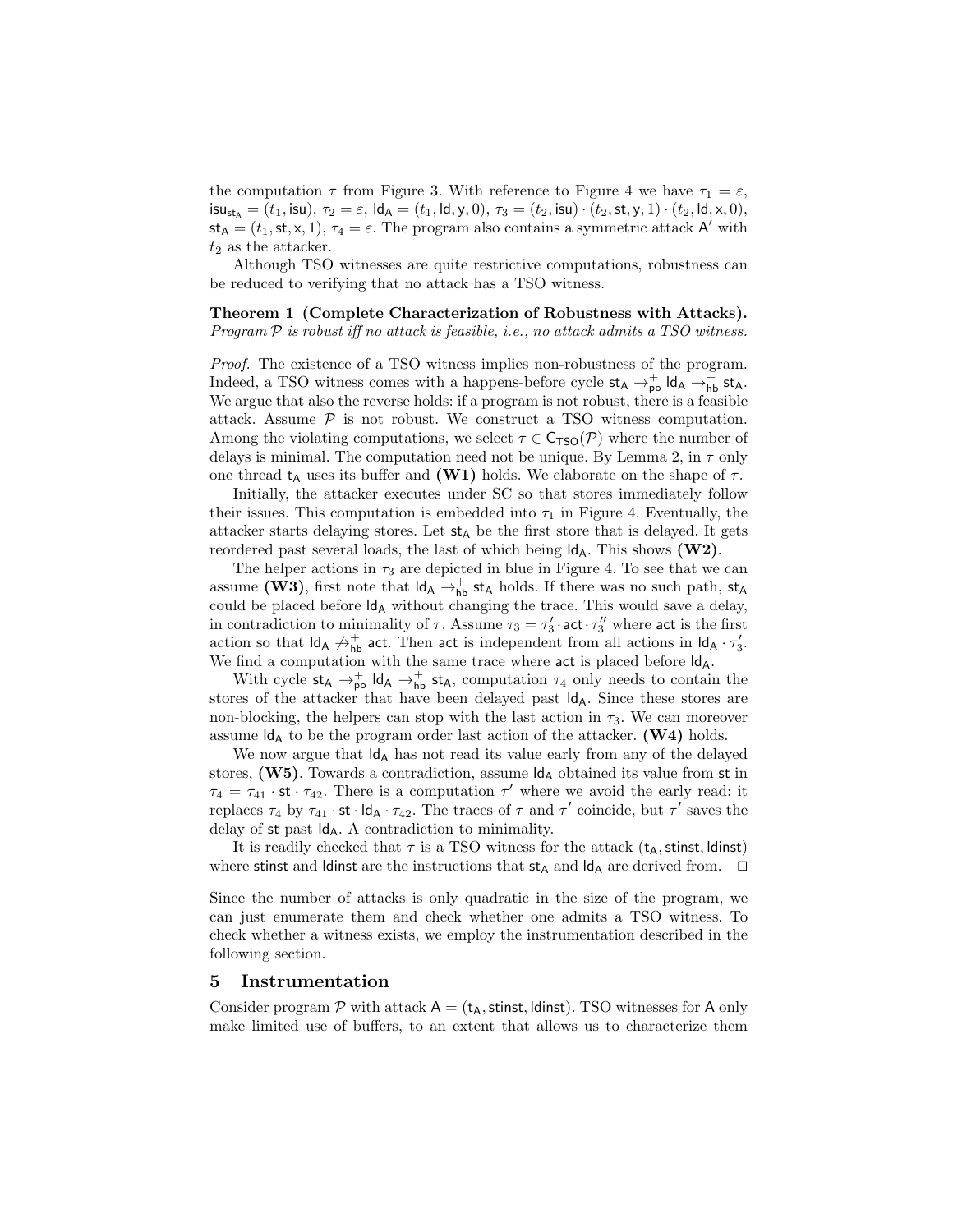the computation $\tau$ from Figure 3. With reference to Figure 4 we have $\tau_1 = \varepsilon$, $\mathsf{isu}_{\mathsf{st_A}} = (t_1, \mathsf{isu})$, $\tau_2 = \varepsilon$, $\mathsf{ld_A} = (t_1, \mathsf{ld}, \mathsf{y}, 0)$, $\tau_3 = (t_2, \mathsf{isu}) \cdot (t_2, \mathsf{st}, \mathsf{y}, 1) \cdot (t_2, \mathsf{ld}, \mathsf{x}, 0)$, $\mathsf{st_A} = (t_1, \mathsf{st}, \mathsf{x}, 1)$, $\tau_4 = \varepsilon$. The program also contains a symmetric attack $\mathsf{A}'$ with $t_2$ as the attacker.

Although TSO witnesses are quite restrictive computations, robustness can be reduced to verifying that no attack has a TSO witness.

**Theorem 1 (Complete Characterization of Robustness with Attacks).** *Program $\mathcal{P}$ is robust iff no attack is feasible, i.e., no attack admits a TSO witness.*

*Proof.* The existence of a TSO witness implies non-robustness of the program. Indeed, a TSO witness comes with a happens-before cycle $\mathsf{st_A} \rightarrow^+_{\mathsf{po}} \mathsf{ld_A} \rightarrow^+_{\mathsf{hb}} \mathsf{st_A}$. We argue that also the reverse holds: if a program is not robust, there is a feasible attack. Assume $\mathcal{P}$ is not robust. We construct a TSO witness computation. Among the violating computations, we select $\tau \in \mathsf{C_{TSO}}(\mathcal{P})$ where the number of delays is minimal. The computation need not be unique. By Lemma 2, in $\tau$ only one thread $\mathsf{t_A}$ uses its buffer and **(W1)** holds. We elaborate on the shape of $\tau$.

Initially, the attacker executes under SC so that stores immediately follow their issues. This computation is embedded into $\tau_1$ in Figure 4. Eventually, the attacker starts delaying stores. Let $\mathsf{st_A}$ be the first store that is delayed. It gets reordered past several loads, the last of which being $\mathsf{ld_A}$. This shows **(W2)**.

The helper actions in $\tau_3$ are depicted in blue in Figure 4. To see that we can assume **(W3)**, first note that $\mathsf{ld_A} \rightarrow^+_{\mathsf{hb}} \mathsf{st_A}$ holds. If there was no such path, $\mathsf{st_A}$ could be placed before $\mathsf{ld_A}$ without changing the trace. This would save a delay, in contradiction to minimality of $\tau$. Assume $\tau_3 = \tau_3' \cdot \mathsf{act} \cdot \tau_3''$ where $\mathsf{act}$ is the first action so that $\mathsf{ld_A} \not\rightarrow^+_{\mathsf{hb}} \mathsf{act}$. Then $\mathsf{act}$ is independent from all actions in $\mathsf{ld_A} \cdot \tau_3'$. We find a computation with the same trace where $\mathsf{act}$ is placed before $\mathsf{ld_A}$.

With cycle $\mathsf{st_A} \rightarrow^+_{\mathsf{po}} \mathsf{ld_A} \rightarrow^+_{\mathsf{hb}} \mathsf{st_A}$, computation $\tau_4$ only needs to contain the stores of the attacker that have been delayed past $\mathsf{ld_A}$. Since these stores are non-blocking, the helpers can stop with the last action in $\tau_3$. We can moreover assume $\mathsf{ld_A}$ to be the program order last action of the attacker. **(W4)** holds.

We now argue that $\mathsf{ld_A}$ has not read its value early from any of the delayed stores, **(W5)**. Towards a contradiction, assume $\mathsf{ld_A}$ obtained its value from $\mathsf{st}$ in $\tau_4 = \tau_{41} \cdot \mathsf{st} \cdot \tau_{42}$. There is a computation $\tau'$ where we avoid the early read: it replaces $\tau_4$ by $\tau_{41} \cdot \mathsf{st} \cdot \mathsf{ld_A} \cdot \tau_{42}$. The traces of $\tau$ and $\tau'$ coincide, but $\tau'$ saves the delay of $\mathsf{st}$ past $\mathsf{ld_A}$. A contradiction to minimality.

It is readily checked that $\tau$ is a TSO witness for the attack $(\mathsf{t_A}, \mathsf{stinst}, \mathsf{ldinst})$ where $\mathsf{stinst}$ and $\mathsf{ldinst}$ are the instructions that $\mathsf{st_A}$ and $\mathsf{ld_A}$ are derived from. $\square$

Since the number of attacks is only quadratic in the size of the program, we can just enumerate them and check whether one admits a TSO witness. To check whether a witness exists, we employ the instrumentation described in the following section.

## 5 Instrumentation

Consider program $\mathcal{P}$ with attack $\mathsf{A} = (\mathsf{t_A}, \mathsf{stinst}, \mathsf{ldinst})$. TSO witnesses for $\mathsf{A}$ only make limited use of buffers, to an extent that allows us to characterize them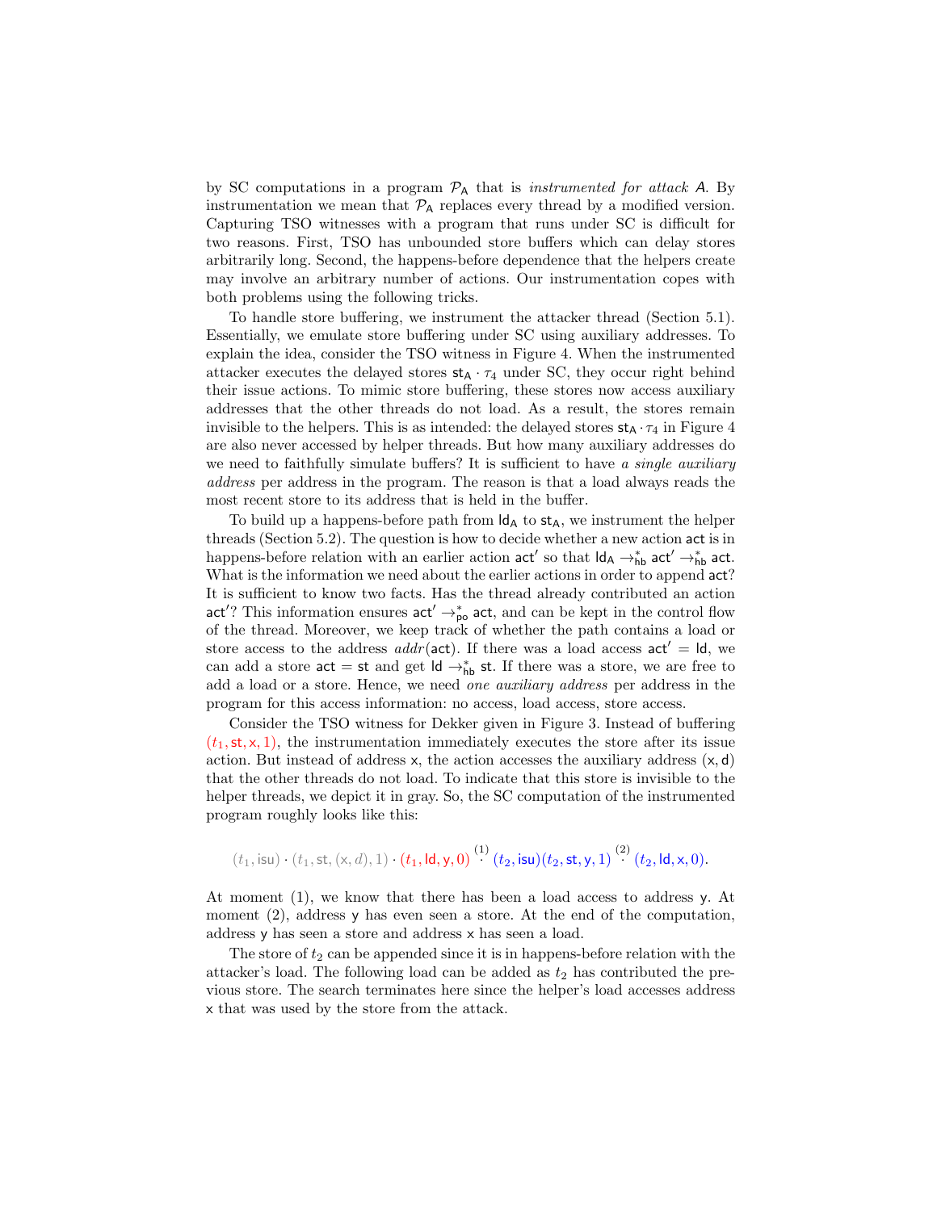by SC computations in a program $\mathcal{P}_{\mathsf{A}}$ that is *instrumented for attack A*. By instrumentation we mean that $\mathcal{P}_{\mathsf{A}}$ replaces every thread by a modified version. Capturing TSO witnesses with a program that runs under SC is difficult for two reasons. First, TSO has unbounded store buffers which can delay stores arbitrarily long. Second, the happens-before dependence that the helpers create may involve an arbitrary number of actions. Our instrumentation copes with both problems using the following tricks.

To handle store buffering, we instrument the attacker thread (Section 5.1). Essentially, we emulate store buffering under SC using auxiliary addresses. To explain the idea, consider the TSO witness in Figure 4. When the instrumented attacker executes the delayed stores $\mathsf{st}_{\mathsf{A}} \cdot \tau_4$ under SC, they occur right behind their issue actions. To mimic store buffering, these stores now access auxiliary addresses that the other threads do not load. As a result, the stores remain invisible to the helpers. This is as intended: the delayed stores $\mathsf{st}_{\mathsf{A}} \cdot \tau_4$ in Figure 4 are also never accessed by helper threads. But how many auxiliary addresses do we need to faithfully simulate buffers? It is sufficient to have *a single auxiliary address* per address in the program. The reason is that a load always reads the most recent store to its address that is held in the buffer.

To build up a happens-before path from $\mathsf{ld}_{\mathsf{A}}$ to $\mathsf{st}_{\mathsf{A}}$, we instrument the helper threads (Section 5.2). The question is how to decide whether a new action $\mathsf{act}$ is in happens-before relation with an earlier action $\mathsf{act}'$ so that $\mathsf{ld}_{\mathsf{A}} \rightarrow^{*}_{\mathsf{hb}} \mathsf{act}' \rightarrow^{*}_{\mathsf{hb}} \mathsf{act}$. What is the information we need about the earlier actions in order to append $\mathsf{act}$? It is sufficient to know two facts. Has the thread already contributed an action $\mathsf{act}'$? This information ensures $\mathsf{act}' \rightarrow^{*}_{\mathsf{po}} \mathsf{act}$, and can be kept in the control flow of the thread. Moreover, we keep track of whether the path contains a load or store access to the address $addr(\mathsf{act})$. If there was a load access $\mathsf{act}' = \mathsf{ld}$, we can add a store $\mathsf{act} = \mathsf{st}$ and get $\mathsf{ld} \rightarrow^{*}_{\mathsf{hb}} \mathsf{st}$. If there was a store, we are free to add a load or a store. Hence, we need *one auxiliary address* per address in the program for this access information: no access, load access, store access.

Consider the TSO witness for Dekker given in Figure 3. Instead of buffering $(t_1, \mathsf{st}, \mathsf{x}, 1)$, the instrumentation immediately executes the store after its issue action. But instead of address $\mathsf{x}$, the action accesses the auxiliary address $(\mathsf{x}, \mathsf{d})$ that the other threads do not load. To indicate that this store is invisible to the helper threads, we depict it in gray. So, the SC computation of the instrumented program roughly looks like this:

$$(t_1, \mathsf{isu}) \cdot (t_1, \mathsf{st}, (\mathsf{x}, d), 1) \cdot (t_1, \mathsf{ld}, \mathsf{y}, 0) \overset{(1)}{\cdot} (t_2, \mathsf{isu})(t_2, \mathsf{st}, \mathsf{y}, 1) \overset{(2)}{\cdot} (t_2, \mathsf{ld}, \mathsf{x}, 0).$$

At moment (1), we know that there has been a load access to address $\mathsf{y}$. At moment (2), address $\mathsf{y}$ has even seen a store. At the end of the computation, address $\mathsf{y}$ has seen a store and address $\mathsf{x}$ has seen a load.

The store of $t_2$ can be appended since it is in happens-before relation with the attacker's load. The following load can be added as $t_2$ has contributed the previous store. The search terminates here since the helper's load accesses address $\mathsf{x}$ that was used by the store from the attack.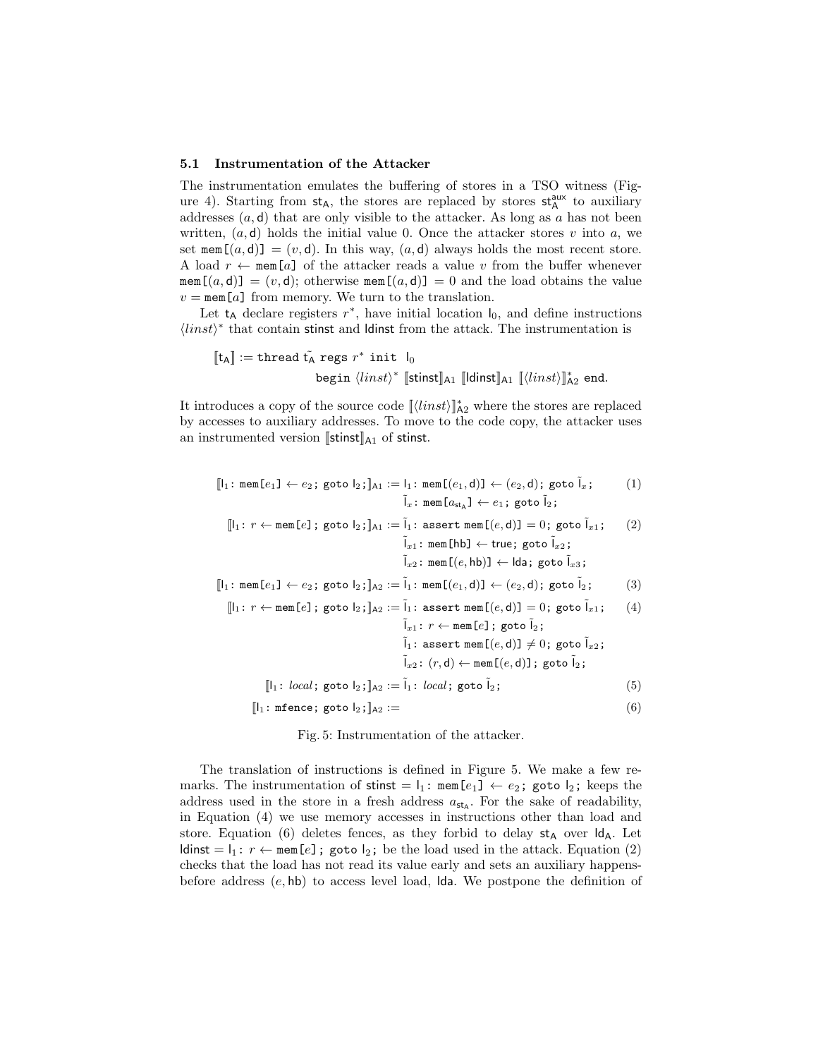### 5.1 Instrumentation of the Attacker

The instrumentation emulates the buffering of stores in a TSO witness (Figure 4). Starting from $\mathsf{st_A}$, the stores are replaced by stores $\mathsf{st_A^{aux}}$ to auxiliary addresses $(a, \mathsf{d})$ that are only visible to the attacker. As long as $a$ has not been written, $(a, \mathsf{d})$ holds the initial value 0. Once the attacker stores $v$ into $a$, we set $\mathtt{mem[}(a,\mathsf{d})\mathtt{]} = (v, \mathsf{d})$. In this way, $(a, \mathsf{d})$ always holds the most recent store. A load $r \leftarrow \mathtt{mem[}a\mathtt{]}$ of the attacker reads a value $v$ from the buffer whenever $\mathtt{mem[}(a,\mathsf{d})\mathtt{]} = (v, \mathsf{d})$; otherwise $\mathtt{mem[}(a,\mathsf{d})\mathtt{]} = 0$ and the load obtains the value $v = \mathtt{mem[}a\mathtt{]}$ from memory. We turn to the translation.

Let $\mathsf{t_A}$ declare registers $r^*$, have initial location $\mathsf{l}_0$, and define instructions $\langle linst\rangle^*$ that contain stinst and ldinst from the attack. The instrumentation is

$$
\begin{aligned}
[\![\mathsf{t_A}]\!] := \mathtt{thread}\ \tilde{\mathsf{t_A}}\ \mathtt{regs}\ r^*\ \mathtt{init}\ \ \mathsf{l}_0\\
\mathtt{begin}\ \langle linst\rangle^*\ [\![\mathsf{stinst}]\!]_{\mathsf{A1}}\ [\![\mathsf{ldinst}]\!]_{\mathsf{A1}}\ [\![\langle linst\rangle]\!]^*_{\mathsf{A2}}\ \mathtt{end}.
\end{aligned}
$$

It introduces a copy of the source code $[\![\langle linst\rangle]\!]^*_{\mathsf{A2}}$ where the stores are replaced by accesses to auxiliary addresses. To move to the code copy, the attacker uses an instrumented version $[\![\mathsf{stinst}]\!]_{\mathsf{A1}}$ of stinst.

$$
\begin{aligned}
[\![\mathsf{l}_1\colon \mathtt{mem[}e_1\mathtt{]} \leftarrow e_2\mathtt{;\ goto}\ \mathsf{l}_2\mathtt{;}]\!]_{\mathsf{A1}} &:= \mathsf{l}_1\colon \mathtt{mem[}(e_1,\mathsf{d})\mathtt{]} \leftarrow (e_2,\mathsf{d})\mathtt{;\ goto}\ \tilde{\mathsf{l}}_x\mathtt{;} && (1)\\
&\phantom{:=}\ \tilde{\mathsf{l}}_x\colon \mathtt{mem[}a_{\mathsf{st_A}}\mathtt{]} \leftarrow e_1\mathtt{;\ goto}\ \tilde{\mathsf{l}}_2\mathtt{;}\\
[\![\mathsf{l}_1\colon r \leftarrow \mathtt{mem[}e\mathtt{]}\mathtt{;\ goto}\ \mathsf{l}_2\mathtt{;}]\!]_{\mathsf{A1}} &:= \tilde{\mathsf{l}}_1\colon \mathtt{assert\ mem[}(e,\mathsf{d})\mathtt{]} = 0\mathtt{;\ goto}\ \tilde{\mathsf{l}}_{x1}\mathtt{;} && (2)\\
&\phantom{:=}\ \tilde{\mathsf{l}}_{x1}\colon \mathtt{mem[hb]} \leftarrow \mathsf{true}\mathtt{;\ goto}\ \tilde{\mathsf{l}}_{x2}\mathtt{;}\\
&\phantom{:=}\ \tilde{\mathsf{l}}_{x2}\colon \mathtt{mem[}(e,\mathsf{hb})\mathtt{]} \leftarrow \mathsf{lda}\mathtt{;\ goto}\ \tilde{\mathsf{l}}_{x3}\mathtt{;}\\
[\![\mathsf{l}_1\colon \mathtt{mem[}e_1\mathtt{]} \leftarrow e_2\mathtt{;\ goto}\ \mathsf{l}_2\mathtt{;}]\!]_{\mathsf{A2}} &:= \tilde{\mathsf{l}}_1\colon \mathtt{mem[}(e_1,\mathsf{d})\mathtt{]} \leftarrow (e_2,\mathsf{d})\mathtt{;\ goto}\ \tilde{\mathsf{l}}_2\mathtt{;} && (3)\\
[\![\mathsf{l}_1\colon r \leftarrow \mathtt{mem[}e\mathtt{]}\mathtt{;\ goto}\ \mathsf{l}_2\mathtt{;}]\!]_{\mathsf{A2}} &:= \tilde{\mathsf{l}}_1\colon \mathtt{assert\ mem[}(e,\mathsf{d})\mathtt{]} = 0\mathtt{;\ goto}\ \tilde{\mathsf{l}}_{x1}\mathtt{;} && (4)\\
&\phantom{:=}\ \tilde{\mathsf{l}}_{x1}\colon r \leftarrow \mathtt{mem[}e\mathtt{]}\mathtt{;\ goto}\ \tilde{\mathsf{l}}_2\mathtt{;}\\
&\phantom{:=}\ \tilde{\mathsf{l}}_1\colon \mathtt{assert\ mem[}(e,\mathsf{d})\mathtt{]} \neq 0\mathtt{;\ goto}\ \tilde{\mathsf{l}}_{x2}\mathtt{;}\\
&\phantom{:=}\ \tilde{\mathsf{l}}_{x2}\colon (r,\mathsf{d}) \leftarrow \mathtt{mem[}(e,\mathsf{d})\mathtt{]}\mathtt{;\ goto}\ \tilde{\mathsf{l}}_2\mathtt{;}\\
[\![\mathsf{l}_1\colon local\mathtt{;\ goto}\ \mathsf{l}_2\mathtt{;}]\!]_{\mathsf{A2}} &:= \tilde{\mathsf{l}}_1\colon local\mathtt{;\ goto}\ \tilde{\mathsf{l}}_2\mathtt{;} && (5)\\
[\![\mathsf{l}_1\colon \mathtt{mfence;\ goto}\ \mathsf{l}_2\mathtt{;}]\!]_{\mathsf{A2}} &:= && (6)
\end{aligned}
$$

Fig. 5: Instrumentation of the attacker.

The translation of instructions is defined in Figure 5. We make a few remarks. The instrumentation of $\mathsf{stinst} = \mathsf{l}_1\colon \mathtt{mem[}e_1\mathtt{]} \leftarrow e_2\mathtt{;\ goto}\ \mathsf{l}_2\mathtt{;}$ keeps the address used in the store in a fresh address $a_{\mathsf{st_A}}$. For the sake of readability, in Equation (4) we use memory accesses in instructions other than load and store. Equation (6) deletes fences, as they forbid to delay $\mathsf{st_A}$ over $\mathsf{ld_A}$. Let $\mathsf{ldinst} = \mathsf{l}_1\colon r \leftarrow \mathtt{mem[}e\mathtt{]}\mathtt{;\ goto}\ \mathsf{l}_2\mathtt{;}$ be the load used in the attack. Equation (2) checks that the load has not read its value early and sets an auxiliary happens-before address $(e, \mathsf{hb})$ to access level load, $\mathsf{lda}$. We postpone the definition of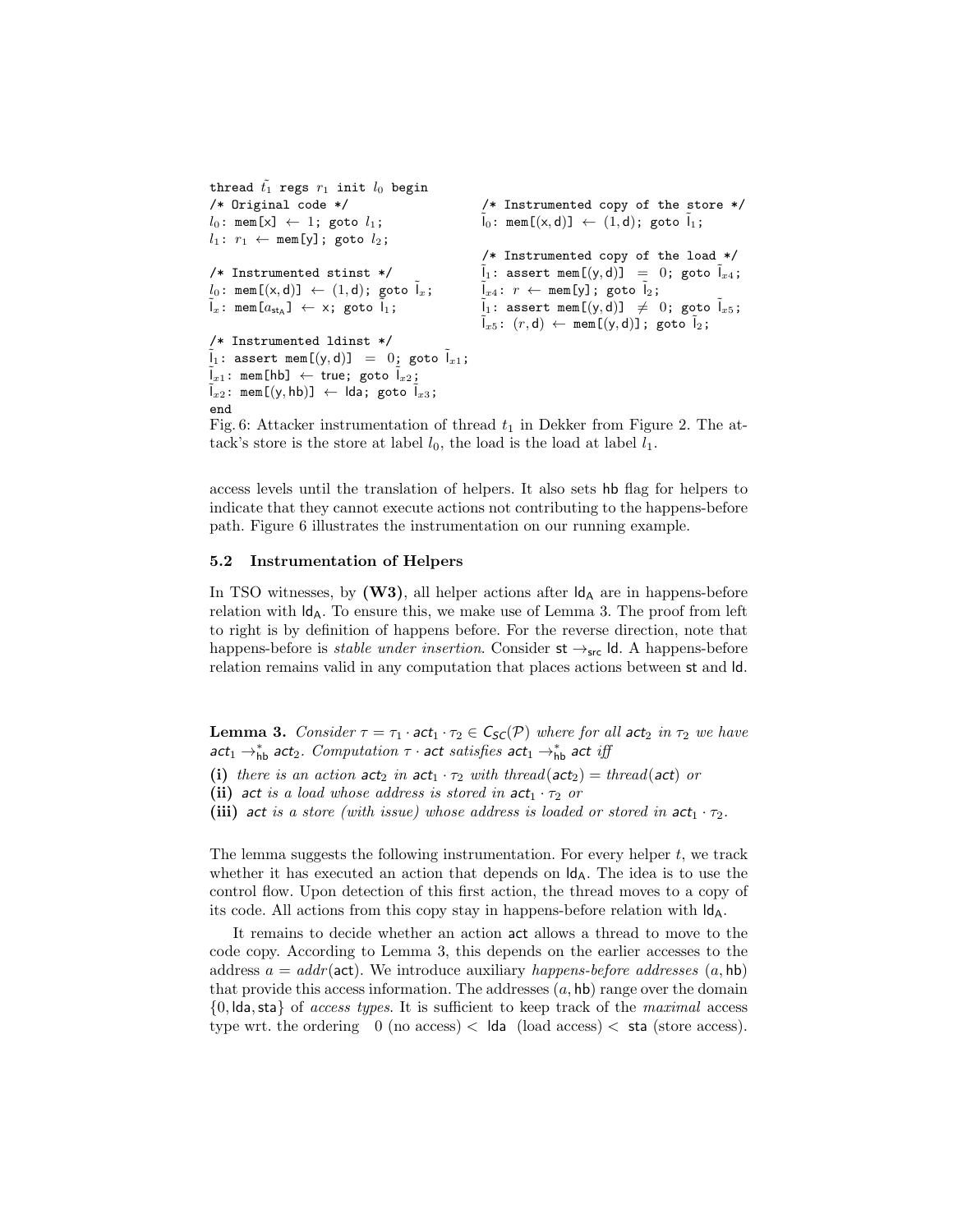```
thread t̃1 regs r1 init l0 begin
/* Original code */
l0: mem[x] ← 1; goto l1;
l1: r1 ← mem[y]; goto l2;

/* Instrumented stinst */
l0: mem[(x,d)] ← (1,d); goto l̃x;
l̃x: mem[a_stA] ← x; goto l̃1;

/* Instrumented ldinst */
l̃1: assert mem[(y,d)] = 0; goto l̃x1;
l̃x1: mem[hb] ← true; goto l̃x2;
l̃x2: mem[(y,hb)] ← lda; goto l̃x3;
end

/* Instrumented copy of the store */
l̃0: mem[(x,d)] ← (1,d); goto l̃1;

/* Instrumented copy of the load */
l̃1: assert mem[(y,d)] = 0; goto l̃x4;
l̃x4: r ← mem[y]; goto l̃2;
l̃1: assert mem[(y,d)] ≠ 0; goto l̃x5;
l̃x5: (r,d) ← mem[(y,d)]; goto l̃2;
```

Fig. 6: Attacker instrumentation of thread $t_1$ in Dekker from Figure 2. The attack's store is the store at label $l_0$, the load is the load at label $l_1$.

access levels until the translation of helpers. It also sets hb flag for helpers to indicate that they cannot execute actions not contributing to the happens-before path. Figure 6 illustrates the instrumentation on our running example.

### 5.2 Instrumentation of Helpers

In TSO witnesses, by **(W3)**, all helper actions after $\mathsf{ld}_\mathsf{A}$ are in happens-before relation with $\mathsf{ld}_\mathsf{A}$. To ensure this, we make use of Lemma 3. The proof from left to right is by definition of happens before. For the reverse direction, note that happens-before is *stable under insertion*. Consider $\mathsf{st} \rightarrow_{\mathsf{src}} \mathsf{ld}$. A happens-before relation remains valid in any computation that places actions between $\mathsf{st}$ and $\mathsf{ld}$.

**Lemma 3.** *Consider $\tau = \tau_1 \cdot \mathsf{act}_1 \cdot \tau_2 \in C_{SC}(\mathcal{P})$ where for all $\mathsf{act}_2$ in $\tau_2$ we have $\mathsf{act}_1 \rightarrow^*_{\mathsf{hb}} \mathsf{act}_2$. Computation $\tau \cdot \mathsf{act}$ satisfies $\mathsf{act}_1 \rightarrow^*_{\mathsf{hb}} \mathsf{act}$ iff*

**(i)** *there is an action $\mathsf{act}_2$ in $\mathsf{act}_1 \cdot \tau_2$ with $thread(\mathsf{act}_2) = thread(\mathsf{act})$ or*
**(ii)** *$\mathsf{act}$ is a load whose address is stored in $\mathsf{act}_1 \cdot \tau_2$ or*
**(iii)** *$\mathsf{act}$ is a store (with issue) whose address is loaded or stored in $\mathsf{act}_1 \cdot \tau_2$.*

The lemma suggests the following instrumentation. For every helper $t$, we track whether it has executed an action that depends on $\mathsf{ld}_\mathsf{A}$. The idea is to use the control flow. Upon detection of this first action, the thread moves to a copy of its code. All actions from this copy stay in happens-before relation with $\mathsf{ld}_\mathsf{A}$.

It remains to decide whether an action $\mathsf{act}$ allows a thread to move to the code copy. According to Lemma 3, this depends on the earlier accesses to the address $a = addr(\mathsf{act})$. We introduce auxiliary *happens-before addresses* $(a, \mathsf{hb})$ that provide this access information. The addresses $(a, \mathsf{hb})$ range over the domain $\{0, \mathsf{lda}, \mathsf{sta}\}$ of *access types*. It is sufficient to keep track of the *maximal* access type wrt. the ordering $0$ (no access) $<$ $\mathsf{lda}$ (load access) $<$ $\mathsf{sta}$ (store access).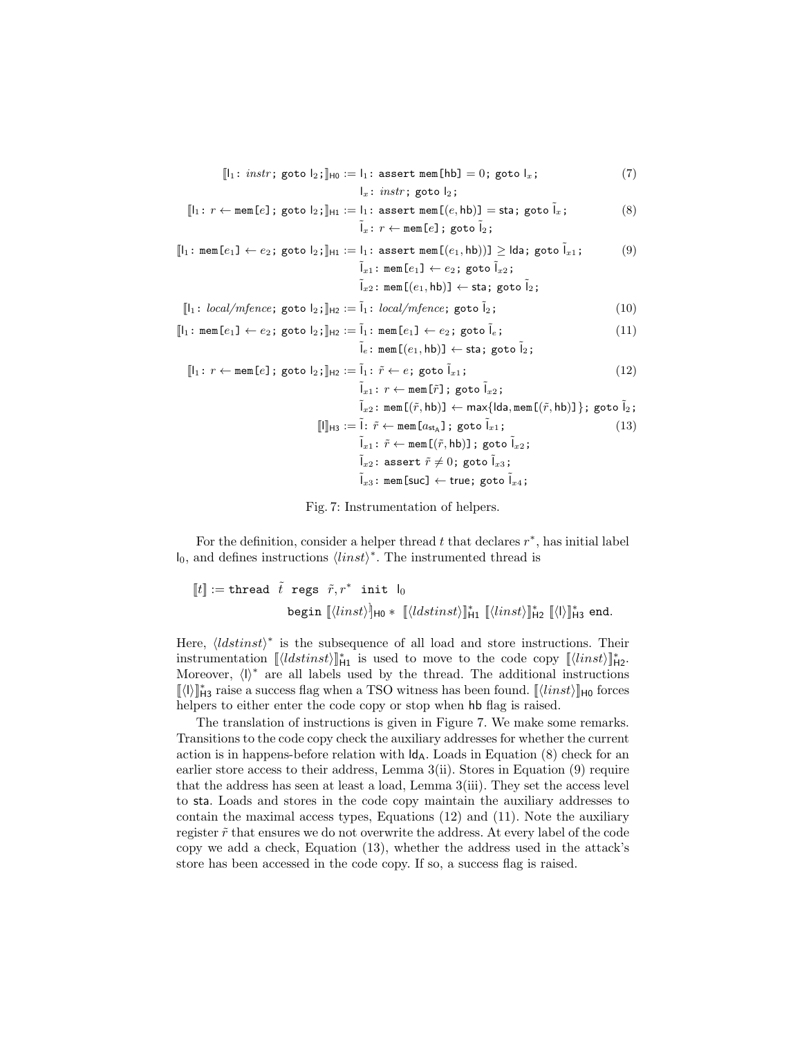$$\llbracket \mathsf{l}_1\colon \mathit{instr}\,;\ \mathtt{goto}\ \mathsf{l}_2\,;\rrbracket_{\mathsf{H0}} := \mathsf{l}_1\colon \mathtt{assert}\ \mathtt{mem}[\mathsf{hb}] = 0\,;\ \mathtt{goto}\ \mathsf{l}_x\,; \tag{7}$$
$$\mathsf{l}_x\colon \mathit{instr}\,;\ \mathtt{goto}\ \mathsf{l}_2\,;$$

$$\llbracket \mathsf{l}_1\colon r \leftarrow \mathtt{mem}[e]\,;\ \mathtt{goto}\ \mathsf{l}_2\,;\rrbracket_{\mathsf{H1}} := \mathsf{l}_1\colon \mathtt{assert}\ \mathtt{mem}[(e,\mathsf{hb})] = \mathsf{sta}\,;\ \mathtt{goto}\ \tilde{\mathsf{l}}_x\,; \tag{8}$$
$$\tilde{\mathsf{l}}_x\colon r \leftarrow \mathtt{mem}[e]\,;\ \mathtt{goto}\ \tilde{\mathsf{l}}_2\,;$$

$$\llbracket \mathsf{l}_1\colon \mathtt{mem}[e_1] \leftarrow e_2\,;\ \mathtt{goto}\ \mathsf{l}_2\,;\rrbracket_{\mathsf{H1}} := \mathsf{l}_1\colon \mathtt{assert}\ \mathtt{mem}[(e_1,\mathsf{hb}))] \geq \mathsf{lda}\,;\ \mathtt{goto}\ \tilde{\mathsf{l}}_{x1}\,; \tag{9}$$
$$\tilde{\mathsf{l}}_{x1}\colon \mathtt{mem}[e_1] \leftarrow e_2\,;\ \mathtt{goto}\ \tilde{\mathsf{l}}_{x2}\,;$$
$$\tilde{\mathsf{l}}_{x2}\colon \mathtt{mem}[(e_1,\mathsf{hb})] \leftarrow \mathsf{sta}\,;\ \mathtt{goto}\ \tilde{\mathsf{l}}_2\,;$$

$$\llbracket \mathsf{l}_1\colon \mathit{local/mfence}\,;\ \mathtt{goto}\ \mathsf{l}_2\,;\rrbracket_{\mathsf{H2}} := \tilde{\mathsf{l}}_1\colon \mathit{local/mfence}\,;\ \mathtt{goto}\ \tilde{\mathsf{l}}_2\,; \tag{10}$$

$$\llbracket \mathsf{l}_1\colon \mathtt{mem}[e_1] \leftarrow e_2\,;\ \mathtt{goto}\ \mathsf{l}_2\,;\rrbracket_{\mathsf{H2}} := \tilde{\mathsf{l}}_1\colon \mathtt{mem}[e_1] \leftarrow e_2\,;\ \mathtt{goto}\ \tilde{\mathsf{l}}_e\,; \tag{11}$$
$$\tilde{\mathsf{l}}_e\colon \mathtt{mem}[(e_1,\mathsf{hb})] \leftarrow \mathsf{sta}\,;\ \mathtt{goto}\ \tilde{\mathsf{l}}_2\,;$$

$$\llbracket \mathsf{l}_1\colon r \leftarrow \mathtt{mem}[e]\,;\ \mathtt{goto}\ \mathsf{l}_2\,;\rrbracket_{\mathsf{H2}} := \tilde{\mathsf{l}}_1\colon \tilde{r} \leftarrow e\,;\ \mathtt{goto}\ \tilde{\mathsf{l}}_{x1}\,; \tag{12}$$
$$\tilde{\mathsf{l}}_{x1}\colon r \leftarrow \mathtt{mem}[\tilde{r}]\,;\ \mathtt{goto}\ \tilde{\mathsf{l}}_{x2}\,;$$
$$\tilde{\mathsf{l}}_{x2}\colon \mathtt{mem}[(\tilde{r},\mathsf{hb})] \leftarrow \max\{\mathsf{lda}, \mathtt{mem}[(\tilde{r},\mathsf{hb})]\}\,;\ \mathtt{goto}\ \tilde{\mathsf{l}}_2\,;$$

$$\llbracket \mathsf{l}\rrbracket_{\mathsf{H3}} := \tilde{\mathsf{l}}\colon \tilde{r} \leftarrow \mathtt{mem}[a_{\mathsf{st_A}}]\,;\ \mathtt{goto}\ \tilde{\mathsf{l}}_{x1}\,; \tag{13}$$
$$\tilde{\mathsf{l}}_{x1}\colon \tilde{r} \leftarrow \mathtt{mem}[(\tilde{r},\mathsf{hb})]\,;\ \mathtt{goto}\ \tilde{\mathsf{l}}_{x2}\,;$$
$$\tilde{\mathsf{l}}_{x2}\colon \mathtt{assert}\ \tilde{r} \neq 0\,;\ \mathtt{goto}\ \tilde{\mathsf{l}}_{x3}\,;$$
$$\tilde{\mathsf{l}}_{x3}\colon \mathtt{mem}[\mathsf{suc}] \leftarrow \mathsf{true}\,;\ \mathtt{goto}\ \tilde{\mathsf{l}}_{x4}\,;$$

Fig. 7: Instrumentation of helpers.

For the definition, consider a helper thread $t$ that declares $r^*$, has initial label $\mathsf{l}_0$, and defines instructions $\langle linst\rangle^*$. The instrumented thread is

$$\llbracket t\rrbracket := \mathtt{thread}\ \ \tilde{t}\ \ \mathtt{regs}\ \ \tilde{r}, r^*\ \ \mathtt{init}\ \ \mathsf{l}_0$$
$$\mathtt{begin}\ \llbracket\langle linst\rangle\rrbracket_{\mathsf{H0}} *\ \ \llbracket\langle ldstinst\rangle\rrbracket^*_{\mathsf{H1}}\ \llbracket\langle linst\rangle\rrbracket^*_{\mathsf{H2}}\ \llbracket\langle \mathsf{l}\rangle\rrbracket^*_{\mathsf{H3}}\ \mathtt{end}.$$

Here, $\langle ldstinst\rangle^*$ is the subsequence of all load and store instructions. Their instrumentation $\llbracket\langle ldstinst\rangle\rrbracket^*_{\mathsf{H1}}$ is used to move to the code copy $\llbracket\langle linst\rangle\rrbracket^*_{\mathsf{H2}}$. Moreover, $\langle\mathsf{l}\rangle^*$ are all labels used by the thread. The additional instructions $\llbracket\langle\mathsf{l}\rangle\rrbracket^*_{\mathsf{H3}}$ raise a success flag when a TSO witness has been found. $\llbracket\langle linst\rangle\rrbracket_{\mathsf{H0}}$ forces helpers to either enter the code copy or stop when hb flag is raised.

The translation of instructions is given in Figure 7. We make some remarks. Transitions to the code copy check the auxiliary addresses for whether the current action is in happens-before relation with $\mathsf{ld_A}$. Loads in Equation (8) check for an earlier store access to their address, Lemma 3(ii). Stores in Equation (9) require that the address has seen at least a load, Lemma 3(iii). They set the access level to sta. Loads and stores in the code copy maintain the auxiliary addresses to contain the maximal access types, Equations (12) and (11). Note the auxiliary register $\tilde{r}$ that ensures we do not overwrite the address. At every label of the code copy we add a check, Equation (13), whether the address used in the attack's store has been accessed in the code copy. If so, a success flag is raised.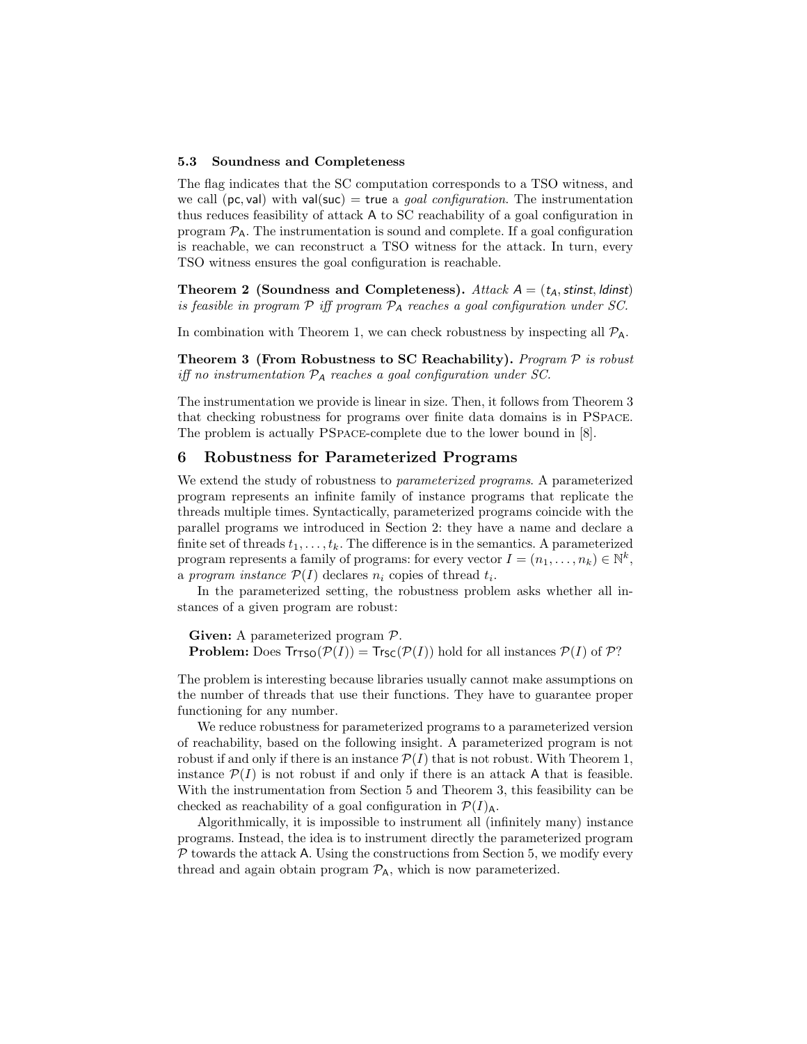### 5.3 Soundness and Completeness

The flag indicates that the SC computation corresponds to a TSO witness, and we call $(\mathsf{pc}, \mathsf{val})$ with $\mathsf{val}(\mathsf{suc}) = \mathsf{true}$ a *goal configuration*. The instrumentation thus reduces feasibility of attack $\mathsf{A}$ to SC reachability of a goal configuration in program $\mathcal{P}_{\mathsf{A}}$. The instrumentation is sound and complete. If a goal configuration is reachable, we can reconstruct a TSO witness for the attack. In turn, every TSO witness ensures the goal configuration is reachable.

**Theorem 2 (Soundness and Completeness).** *Attack $A = (t_A, stinst, ldinst)$ is feasible in program $\mathcal{P}$ iff program $\mathcal{P}_{\mathsf{A}}$ reaches a goal configuration under SC.*

In combination with Theorem 1, we can check robustness by inspecting all $\mathcal{P}_{\mathsf{A}}$.

**Theorem 3 (From Robustness to SC Reachability).** *Program $\mathcal{P}$ is robust iff no instrumentation $\mathcal{P}_A$ reaches a goal configuration under SC.*

The instrumentation we provide is linear in size. Then, it follows from Theorem 3 that checking robustness for programs over finite data domains is in PSPACE. The problem is actually PSPACE-complete due to the lower bound in [8].

## 6 Robustness for Parameterized Programs

We extend the study of robustness to *parameterized programs*. A parameterized program represents an infinite family of instance programs that replicate the threads multiple times. Syntactically, parameterized programs coincide with the parallel programs we introduced in Section 2: they have a name and declare a finite set of threads $t_1, \ldots, t_k$. The difference is in the semantics. A parameterized program represents a family of programs: for every vector $I = (n_1, \ldots, n_k) \in \mathbb{N}^k$, a *program instance* $\mathcal{P}(I)$ declares $n_i$ copies of thread $t_i$.

In the parameterized setting, the robustness problem asks whether all instances of a given program are robust:

**Given:** A parameterized program $\mathcal{P}$.
**Problem:** Does $\mathsf{Tr}_{\mathsf{TSO}}(\mathcal{P}(I)) = \mathsf{Tr}_{\mathsf{SC}}(\mathcal{P}(I))$ hold for all instances $\mathcal{P}(I)$ of $\mathcal{P}$?

The problem is interesting because libraries usually cannot make assumptions on the number of threads that use their functions. They have to guarantee proper functioning for any number.

We reduce robustness for parameterized programs to a parameterized version of reachability, based on the following insight. A parameterized program is not robust if and only if there is an instance $\mathcal{P}(I)$ that is not robust. With Theorem 1, instance $\mathcal{P}(I)$ is not robust if and only if there is an attack $\mathsf{A}$ that is feasible. With the instrumentation from Section 5 and Theorem 3, this feasibility can be checked as reachability of a goal configuration in $\mathcal{P}(I)_{\mathsf{A}}$.

Algorithmically, it is impossible to instrument all (infinitely many) instance programs. Instead, the idea is to instrument directly the parameterized program $\mathcal{P}$ towards the attack $\mathsf{A}$. Using the constructions from Section 5, we modify every thread and again obtain program $\mathcal{P}_{\mathsf{A}}$, which is now parameterized.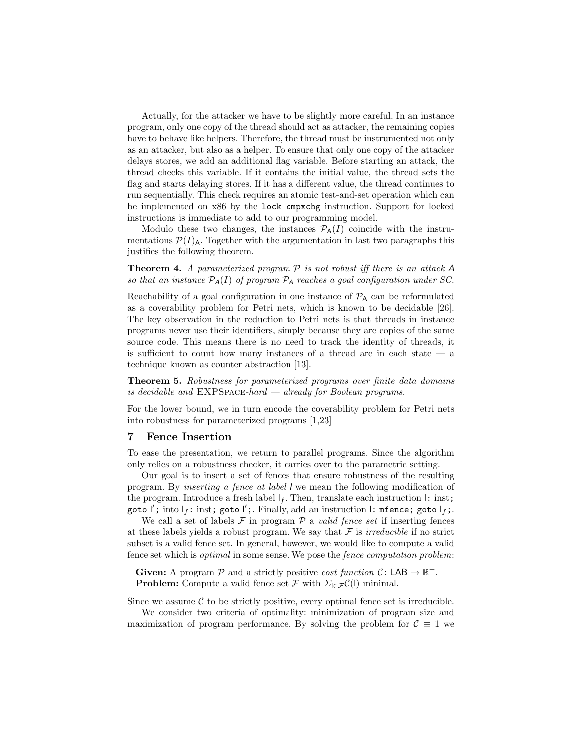Actually, for the attacker we have to be slightly more careful. In an instance program, only one copy of the thread should act as attacker, the remaining copies have to behave like helpers. Therefore, the thread must be instrumented not only as an attacker, but also as a helper. To ensure that only one copy of the attacker delays stores, we add an additional flag variable. Before starting an attack, the thread checks this variable. If it contains the initial value, the thread sets the flag and starts delaying stores. If it has a different value, the thread continues to run sequentially. This check requires an atomic test-and-set operation which can be implemented on x86 by the `lock cmpxchg` instruction. Support for locked instructions is immediate to add to our programming model.

Modulo these two changes, the instances $\mathcal{P}_{\mathsf{A}}(I)$ coincide with the instrumentations $\mathcal{P}(I)_{\mathsf{A}}$. Together with the argumentation in last two paragraphs this justifies the following theorem.

**Theorem 4.** *A parameterized program $\mathcal{P}$ is not robust iff there is an attack $\mathsf{A}$ so that an instance $\mathcal{P}_{\mathsf{A}}(I)$ of program $\mathcal{P}_{\mathsf{A}}$ reaches a goal configuration under SC.*

Reachability of a goal configuration in one instance of $\mathcal{P}_{\mathsf{A}}$ can be reformulated as a coverability problem for Petri nets, which is known to be decidable [26]. The key observation in the reduction to Petri nets is that threads in instance programs never use their identifiers, simply because they are copies of the same source code. This means there is no need to track the identity of threads, it is sufficient to count how many instances of a thread are in each state — a technique known as counter abstraction [13].

**Theorem 5.** *Robustness for parameterized programs over finite data domains is decidable and* EXPSPACE*-hard — already for Boolean programs.*

For the lower bound, we in turn encode the coverability problem for Petri nets into robustness for parameterized programs [1,23]

## 7 Fence Insertion

To ease the presentation, we return to parallel programs. Since the algorithm only relies on a robustness checker, it carries over to the parametric setting.

Our goal is to insert a set of fences that ensure robustness of the resulting program. By *inserting a fence at label* $\mathsf{l}$ we mean the following modification of the program. Introduce a fresh label $\mathsf{l}_f$. Then, translate each instruction `l: inst; goto l';` into `l_f: inst; goto l';`. Finally, add an instruction `l: mfence; goto l_f;`.

We call a set of labels $\mathcal{F}$ in program $\mathcal{P}$ a *valid fence set* if inserting fences at these labels yields a robust program. We say that $\mathcal{F}$ is *irreducible* if no strict subset is a valid fence set. In general, however, we would like to compute a valid fence set which is *optimal* in some sense. We pose the *fence computation problem*:

**Given:** A program $\mathcal{P}$ and a strictly positive *cost function* $\mathcal{C}\colon \mathsf{LAB} \to \mathbb{R}^+$.
**Problem:** Compute a valid fence set $\mathcal{F}$ with $\Sigma_{\mathsf{l}\in\mathcal{F}}\mathcal{C}(\mathsf{l})$ minimal.

Since we assume $\mathcal{C}$ to be strictly positive, every optimal fence set is irreducible.

We consider two criteria of optimality: minimization of program size and maximization of program performance. By solving the problem for $\mathcal{C} \equiv 1$ we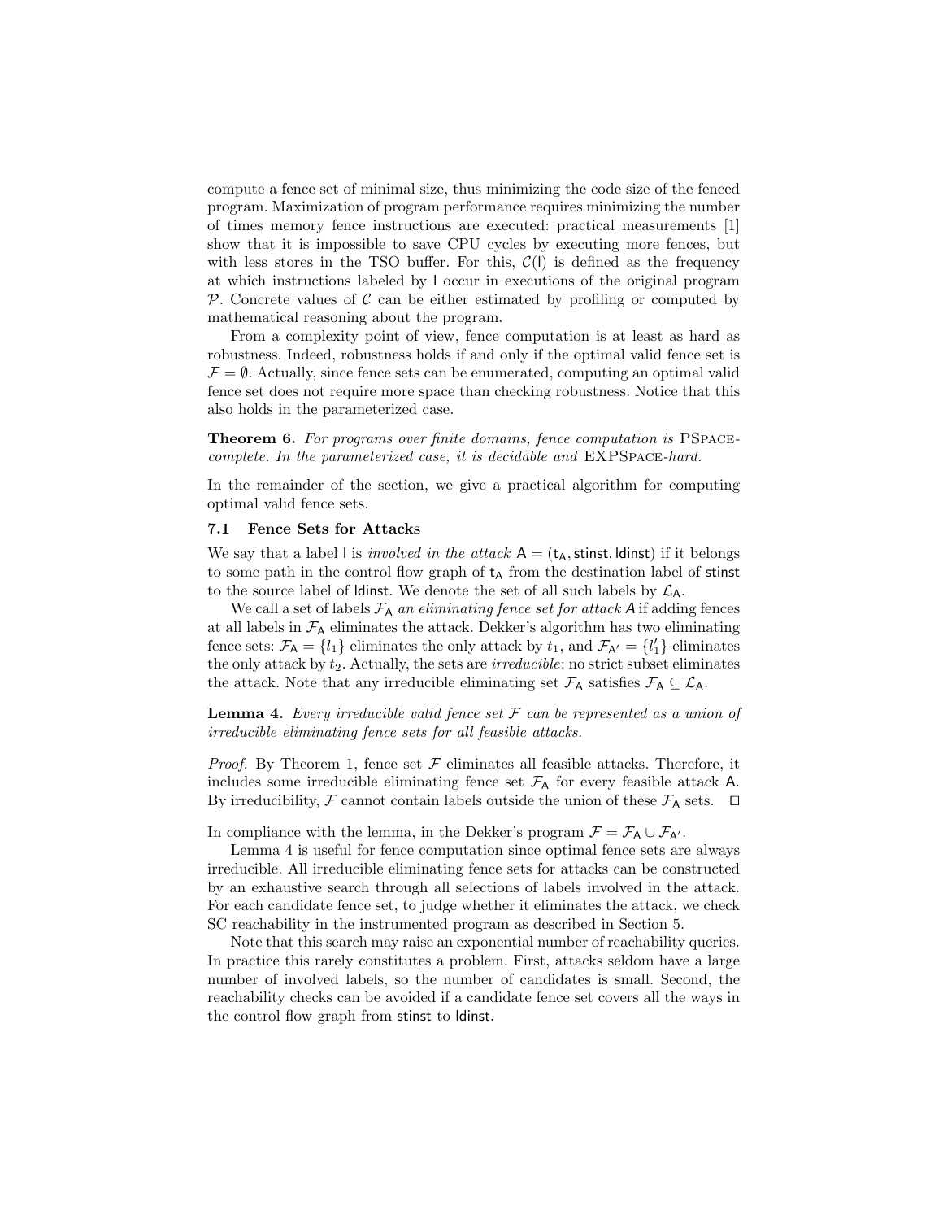compute a fence set of minimal size, thus minimizing the code size of the fenced program. Maximization of program performance requires minimizing the number of times memory fence instructions are executed: practical measurements [1] show that it is impossible to save CPU cycles by executing more fences, but with less stores in the TSO buffer. For this, $\mathcal{C}(\mathsf{l})$ is defined as the frequency at which instructions labeled by $\mathsf{l}$ occur in executions of the original program $\mathcal{P}$. Concrete values of $\mathcal{C}$ can be either estimated by profiling or computed by mathematical reasoning about the program.

From a complexity point of view, fence computation is at least as hard as robustness. Indeed, robustness holds if and only if the optimal valid fence set is $\mathcal{F} = \emptyset$. Actually, since fence sets can be enumerated, computing an optimal valid fence set does not require more space than checking robustness. Notice that this also holds in the parameterized case.

**Theorem 6.** *For programs over finite domains, fence computation is* PSPACE*-complete. In the parameterized case, it is decidable and* EXPSPACE*-hard.*

In the remainder of the section, we give a practical algorithm for computing optimal valid fence sets.

### 7.1 Fence Sets for Attacks

We say that a label $\mathsf{l}$ is *involved in the attack* $\mathsf{A} = (\mathsf{t_A}, \mathsf{stinst}, \mathsf{ldinst})$ if it belongs to some path in the control flow graph of $\mathsf{t_A}$ from the destination label of $\mathsf{stinst}$ to the source label of $\mathsf{ldinst}$. We denote the set of all such labels by $\mathcal{L}_\mathsf{A}$.

We call a set of labels $\mathcal{F}_\mathsf{A}$ *an eliminating fence set for attack* $\mathsf{A}$ if adding fences at all labels in $\mathcal{F}_\mathsf{A}$ eliminates the attack. Dekker's algorithm has two eliminating fence sets: $\mathcal{F}_\mathsf{A} = \{l_1\}$ eliminates the only attack by $t_1$, and $\mathcal{F}_{\mathsf{A}'} = \{l'_1\}$ eliminates the only attack by $t_2$. Actually, the sets are *irreducible*: no strict subset eliminates the attack. Note that any irreducible eliminating set $\mathcal{F}_\mathsf{A}$ satisfies $\mathcal{F}_\mathsf{A} \subseteq \mathcal{L}_\mathsf{A}$.

**Lemma 4.** *Every irreducible valid fence set $\mathcal{F}$ can be represented as a union of irreducible eliminating fence sets for all feasible attacks.*

*Proof.* By Theorem 1, fence set $\mathcal{F}$ eliminates all feasible attacks. Therefore, it includes some irreducible eliminating fence set $\mathcal{F}_\mathsf{A}$ for every feasible attack $\mathsf{A}$. By irreducibility, $\mathcal{F}$ cannot contain labels outside the union of these $\mathcal{F}_\mathsf{A}$ sets. ◻

In compliance with the lemma, in the Dekker's program $\mathcal{F} = \mathcal{F}_\mathsf{A} \cup \mathcal{F}_{\mathsf{A}'}$.

Lemma 4 is useful for fence computation since optimal fence sets are always irreducible. All irreducible eliminating fence sets for attacks can be constructed by an exhaustive search through all selections of labels involved in the attack. For each candidate fence set, to judge whether it eliminates the attack, we check SC reachability in the instrumented program as described in Section 5.

Note that this search may raise an exponential number of reachability queries. In practice this rarely constitutes a problem. First, attacks seldom have a large number of involved labels, so the number of candidates is small. Second, the reachability checks can be avoided if a candidate fence set covers all the ways in the control flow graph from $\mathsf{stinst}$ to $\mathsf{ldinst}$.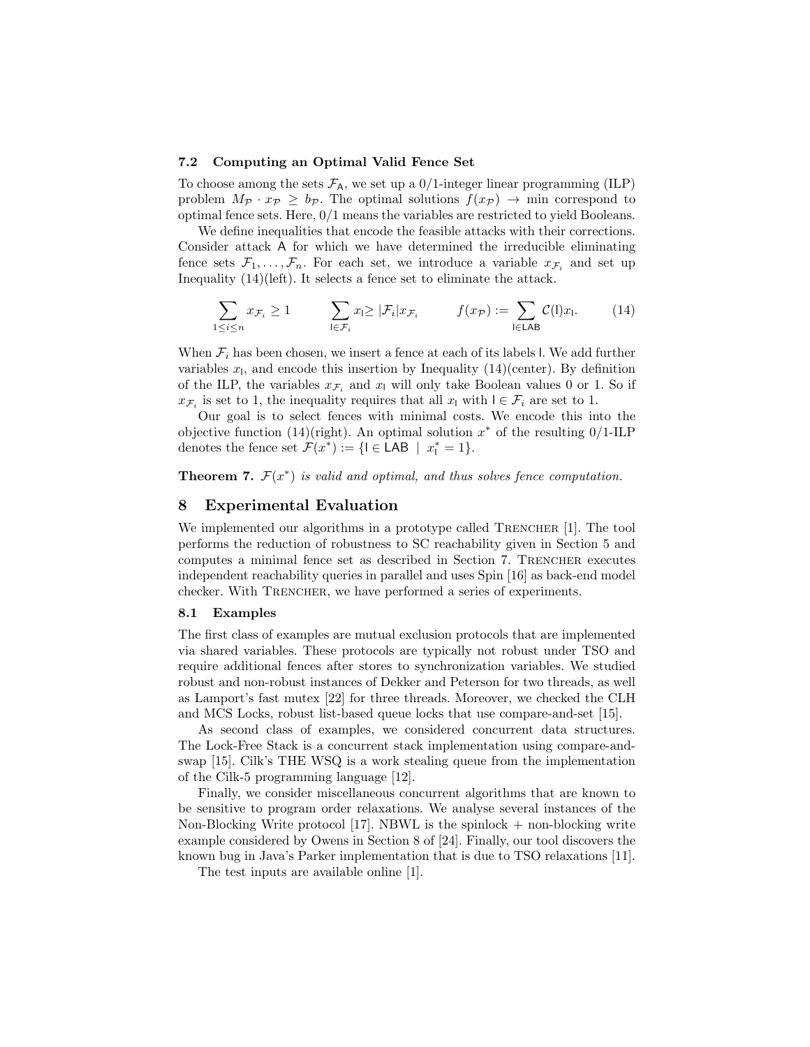### 7.2 Computing an Optimal Valid Fence Set

To choose among the sets $\mathcal{F}_{\mathsf{A}}$, we set up a 0/1-integer linear programming (ILP) problem $M_{\mathcal{P}} \cdot x_{\mathcal{P}} \geq b_{\mathcal{P}}$. The optimal solutions $f(x_{\mathcal{P}}) \to \min$ correspond to optimal fence sets. Here, 0/1 means the variables are restricted to yield Booleans.

We define inequalities that encode the feasible attacks with their corrections. Consider attack $\mathsf{A}$ for which we have determined the irreducible eliminating fence sets $\mathcal{F}_1, \ldots, \mathcal{F}_n$. For each set, we introduce a variable $x_{\mathcal{F}_i}$ and set up Inequality (14)(left). It selects a fence set to eliminate the attack.

$$\sum_{1 \leq i \leq n} x_{\mathcal{F}_i} \geq 1 \qquad \sum_{\mathsf{l} \in \mathcal{F}_i} x_{\mathsf{l}} \geq |\mathcal{F}_i| x_{\mathcal{F}_i} \qquad f(x_{\mathcal{P}}) := \sum_{\mathsf{l} \in \mathsf{LAB}} \mathcal{C}(\mathsf{l}) x_{\mathsf{l}}. \tag{14}$$

When $\mathcal{F}_i$ has been chosen, we insert a fence at each of its labels $\mathsf{l}$. We add further variables $x_{\mathsf{l}}$, and encode this insertion by Inequality (14)(center). By definition of the ILP, the variables $x_{\mathcal{F}_i}$ and $x_{\mathsf{l}}$ will only take Boolean values 0 or 1. So if $x_{\mathcal{F}_i}$ is set to 1, the inequality requires that all $x_{\mathsf{l}}$ with $\mathsf{l} \in \mathcal{F}_i$ are set to 1.

Our goal is to select fences with minimal costs. We encode this into the objective function (14)(right). An optimal solution $x^*$ of the resulting 0/1-ILP denotes the fence set $\mathcal{F}(x^*) := \{\mathsf{l} \in \mathsf{LAB} \mid x^*_{\mathsf{l}} = 1\}$.

**Theorem 7.** *$\mathcal{F}(x^*)$ is valid and optimal, and thus solves fence computation.*

## 8 Experimental Evaluation

We implemented our algorithms in a prototype called TRENCHER [1]. The tool performs the reduction of robustness to SC reachability given in Section 5 and computes a minimal fence set as described in Section 7. TRENCHER executes independent reachability queries in parallel and uses Spin [16] as back-end model checker. With TRENCHER, we have performed a series of experiments.

### 8.1 Examples

The first class of examples are mutual exclusion protocols that are implemented via shared variables. These protocols are typically not robust under TSO and require additional fences after stores to synchronization variables. We studied robust and non-robust instances of Dekker and Peterson for two threads, as well as Lamport's fast mutex [22] for three threads. Moreover, we checked the CLH and MCS Locks, robust list-based queue locks that use compare-and-set [15].

As second class of examples, we considered concurrent data structures. The Lock-Free Stack is a concurrent stack implementation using compare-and-swap [15]. Cilk's THE WSQ is a work stealing queue from the implementation of the Cilk-5 programming language [12].

Finally, we consider miscellaneous concurrent algorithms that are known to be sensitive to program order relaxations. We analyse several instances of the Non-Blocking Write protocol [17]. NBWL is the spinlock + non-blocking write example considered by Owens in Section 8 of [24]. Finally, our tool discovers the known bug in Java's Parker implementation that is due to TSO relaxations [11].

The test inputs are available online [1].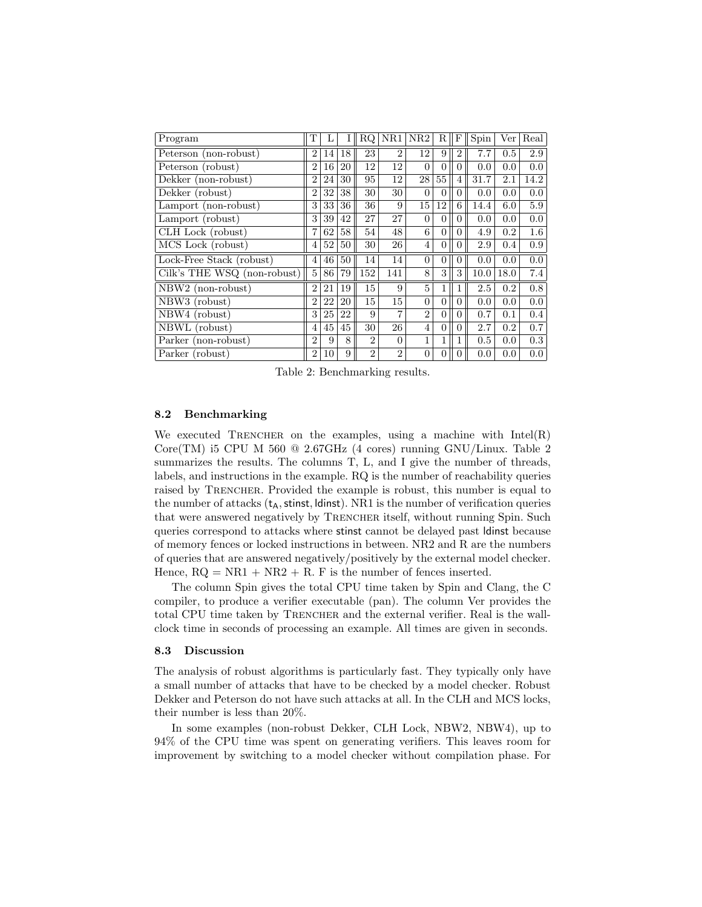| Program | T | L | I | RQ | NR1 | NR2 | R | F | Spin | Ver | Real |
|---|---|---|---|---|---|---|---|---|---|---|---|
| Peterson (non-robust) | 2 | 14 | 18 | 23 | 2 | 12 | 9 | 2 | 7.7 | 0.5 | 2.9 |
| Peterson (robust) | 2 | 16 | 20 | 12 | 12 | 0 | 0 | 0 | 0.0 | 0.0 | 0.0 |
| Dekker (non-robust) | 2 | 24 | 30 | 95 | 12 | 28 | 55 | 4 | 31.7 | 2.1 | 14.2 |
| Dekker (robust) | 2 | 32 | 38 | 30 | 30 | 0 | 0 | 0 | 0.0 | 0.0 | 0.0 |
| Lamport (non-robust) | 3 | 33 | 36 | 36 | 9 | 15 | 12 | 6 | 14.4 | 6.0 | 5.9 |
| Lamport (robust) | 3 | 39 | 42 | 27 | 27 | 0 | 0 | 0 | 0.0 | 0.0 | 0.0 |
| CLH Lock (robust) | 7 | 62 | 58 | 54 | 48 | 6 | 0 | 0 | 4.9 | 0.2 | 1.6 |
| MCS Lock (robust) | 4 | 52 | 50 | 30 | 26 | 4 | 0 | 0 | 2.9 | 0.4 | 0.9 |
| Lock-Free Stack (robust) | 4 | 46 | 50 | 14 | 14 | 0 | 0 | 0 | 0.0 | 0.0 | 0.0 |
| Cilk's THE WSQ (non-robust) | 5 | 86 | 79 | 152 | 141 | 8 | 3 | 3 | 10.0 | 18.0 | 7.4 |
| NBW2 (non-robust) | 2 | 21 | 19 | 15 | 9 | 5 | 1 | 1 | 2.5 | 0.2 | 0.8 |
| NBW3 (robust) | 2 | 22 | 20 | 15 | 15 | 0 | 0 | 0 | 0.0 | 0.0 | 0.0 |
| NBW4 (robust) | 3 | 25 | 22 | 9 | 7 | 2 | 0 | 0 | 0.7 | 0.1 | 0.4 |
| NBWL (robust) | 4 | 45 | 45 | 30 | 26 | 4 | 0 | 0 | 2.7 | 0.2 | 0.7 |
| Parker (non-robust) | 2 | 9 | 8 | 2 | 0 | 1 | 1 | 1 | 0.5 | 0.0 | 0.3 |
| Parker (robust) | 2 | 10 | 9 | 2 | 2 | 0 | 0 | 0 | 0.0 | 0.0 | 0.0 |

Table 2: Benchmarking results.

### 8.2 Benchmarking

We executed TRENCHER on the examples, using a machine with Intel(R) Core(TM) i5 CPU M 560 @ 2.67GHz (4 cores) running GNU/Linux. Table 2 summarizes the results. The columns T, L, and I give the number of threads, labels, and instructions in the example. RQ is the number of reachability queries raised by TRENCHER. Provided the example is robust, this number is equal to the number of attacks ($t_A$, stinst, ldinst). NR1 is the number of verification queries that were answered negatively by TRENCHER itself, without running Spin. Such queries correspond to attacks where stinst cannot be delayed past ldinst because of memory fences or locked instructions in between. NR2 and R are the numbers of queries that are answered negatively/positively by the external model checker. Hence, RQ = NR1 + NR2 + R. F is the number of fences inserted.

The column Spin gives the total CPU time taken by Spin and Clang, the C compiler, to produce a verifier executable (pan). The column Ver provides the total CPU time taken by TRENCHER and the external verifier. Real is the wall-clock time in seconds of processing an example. All times are given in seconds.

### 8.3 Discussion

The analysis of robust algorithms is particularly fast. They typically only have a small number of attacks that have to be checked by a model checker. Robust Dekker and Peterson do not have such attacks at all. In the CLH and MCS locks, their number is less than 20%.

In some examples (non-robust Dekker, CLH Lock, NBW2, NBW4), up to 94% of the CPU time was spent on generating verifiers. This leaves room for improvement by switching to a model checker without compilation phase. For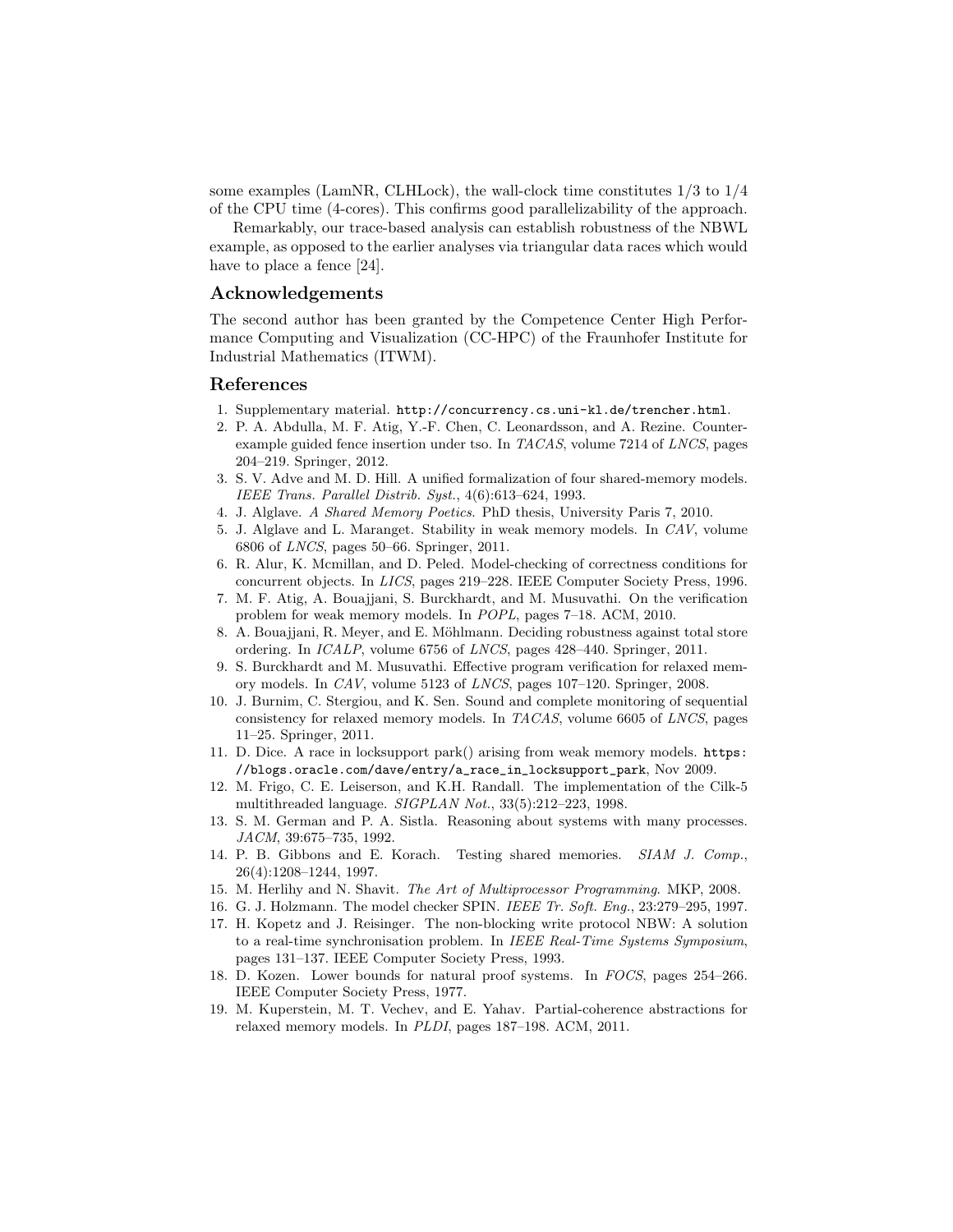some examples (LamNR, CLHLock), the wall-clock time constitutes 1/3 to 1/4 of the CPU time (4-cores). This confirms good parallelizability of the approach.

Remarkably, our trace-based analysis can establish robustness of the NBWL example, as opposed to the earlier analyses via triangular data races which would have to place a fence [24].

## Acknowledgements

The second author has been granted by the Competence Center High Performance Computing and Visualization (CC-HPC) of the Fraunhofer Institute for Industrial Mathematics (ITWM).

## References

1. Supplementary material. `http://concurrency.cs.uni-kl.de/trencher.html`.
2. P. A. Abdulla, M. F. Atig, Y.-F. Chen, C. Leonardsson, and A. Rezine. Counterexample guided fence insertion under tso. In *TACAS*, volume 7214 of *LNCS*, pages 204–219. Springer, 2012.
3. S. V. Adve and M. D. Hill. A unified formalization of four shared-memory models. *IEEE Trans. Parallel Distrib. Syst.*, 4(6):613–624, 1993.
4. J. Alglave. *A Shared Memory Poetics*. PhD thesis, University Paris 7, 2010.
5. J. Alglave and L. Maranget. Stability in weak memory models. In *CAV*, volume 6806 of *LNCS*, pages 50–66. Springer, 2011.
6. R. Alur, K. Mcmillan, and D. Peled. Model-checking of correctness conditions for concurrent objects. In *LICS*, pages 219–228. IEEE Computer Society Press, 1996.
7. M. F. Atig, A. Bouajjani, S. Burckhardt, and M. Musuvathi. On the verification problem for weak memory models. In *POPL*, pages 7–18. ACM, 2010.
8. A. Bouajjani, R. Meyer, and E. Möhlmann. Deciding robustness against total store ordering. In *ICALP*, volume 6756 of *LNCS*, pages 428–440. Springer, 2011.
9. S. Burckhardt and M. Musuvathi. Effective program verification for relaxed memory models. In *CAV*, volume 5123 of *LNCS*, pages 107–120. Springer, 2008.
10. J. Burnim, C. Stergiou, and K. Sen. Sound and complete monitoring of sequential consistency for relaxed memory models. In *TACAS*, volume 6605 of *LNCS*, pages 11–25. Springer, 2011.
11. D. Dice. A race in locksupport park() arising from weak memory models. `https://blogs.oracle.com/dave/entry/a_race_in_locksupport_park`, Nov 2009.
12. M. Frigo, C. E. Leiserson, and K.H. Randall. The implementation of the Cilk-5 multithreaded language. *SIGPLAN Not.*, 33(5):212–223, 1998.
13. S. M. German and P. A. Sistla. Reasoning about systems with many processes. *JACM*, 39:675–735, 1992.
14. P. B. Gibbons and E. Korach. Testing shared memories. *SIAM J. Comp.*, 26(4):1208–1244, 1997.
15. M. Herlihy and N. Shavit. *The Art of Multiprocessor Programming*. MKP, 2008.
16. G. J. Holzmann. The model checker SPIN. *IEEE Tr. Soft. Eng.*, 23:279–295, 1997.
17. H. Kopetz and J. Reisinger. The non-blocking write protocol NBW: A solution to a real-time synchronisation problem. In *IEEE Real-Time Systems Symposium*, pages 131–137. IEEE Computer Society Press, 1993.
18. D. Kozen. Lower bounds for natural proof systems. In *FOCS*, pages 254–266. IEEE Computer Society Press, 1977.
19. M. Kuperstein, M. T. Vechev, and E. Yahav. Partial-coherence abstractions for relaxed memory models. In *PLDI*, pages 187–198. ACM, 2011.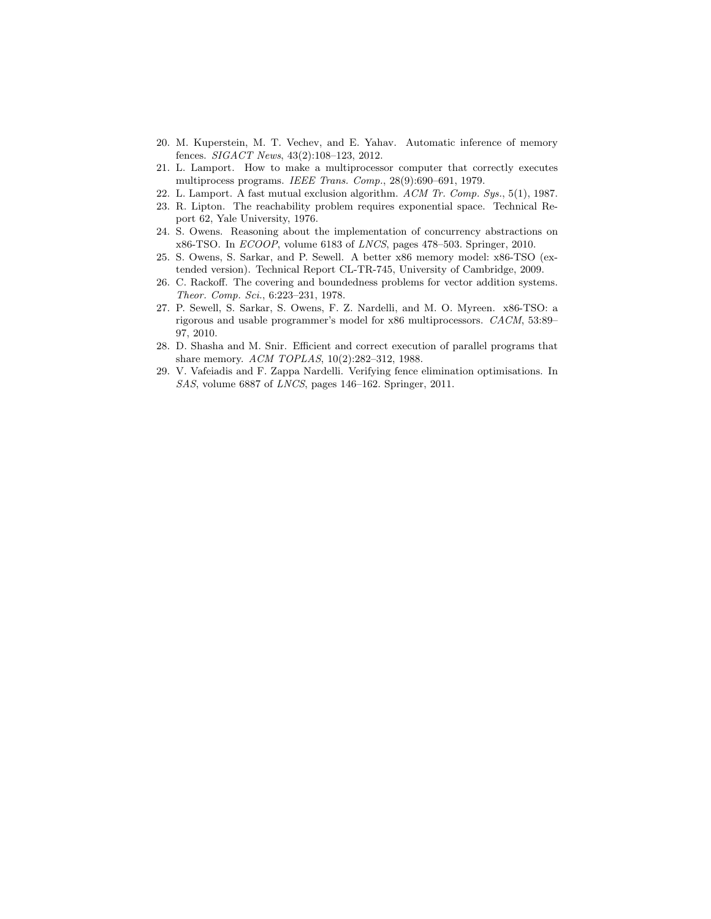20. M. Kuperstein, M. T. Vechev, and E. Yahav. Automatic inference of memory fences. *SIGACT News*, 43(2):108–123, 2012.
21. L. Lamport. How to make a multiprocessor computer that correctly executes multiprocess programs. *IEEE Trans. Comp.*, 28(9):690–691, 1979.
22. L. Lamport. A fast mutual exclusion algorithm. *ACM Tr. Comp. Sys.*, 5(1), 1987.
23. R. Lipton. The reachability problem requires exponential space. Technical Report 62, Yale University, 1976.
24. S. Owens. Reasoning about the implementation of concurrency abstractions on x86-TSO. In *ECOOP*, volume 6183 of *LNCS*, pages 478–503. Springer, 2010.
25. S. Owens, S. Sarkar, and P. Sewell. A better x86 memory model: x86-TSO (extended version). Technical Report CL-TR-745, University of Cambridge, 2009.
26. C. Rackoff. The covering and boundedness problems for vector addition systems. *Theor. Comp. Sci.*, 6:223–231, 1978.
27. P. Sewell, S. Sarkar, S. Owens, F. Z. Nardelli, and M. O. Myreen. x86-TSO: a rigorous and usable programmer's model for x86 multiprocessors. *CACM*, 53:89–97, 2010.
28. D. Shasha and M. Snir. Efficient and correct execution of parallel programs that share memory. *ACM TOPLAS*, 10(2):282–312, 1988.
29. V. Vafeiadis and F. Zappa Nardelli. Verifying fence elimination optimisations. In *SAS*, volume 6887 of *LNCS*, pages 146–162. Springer, 2011.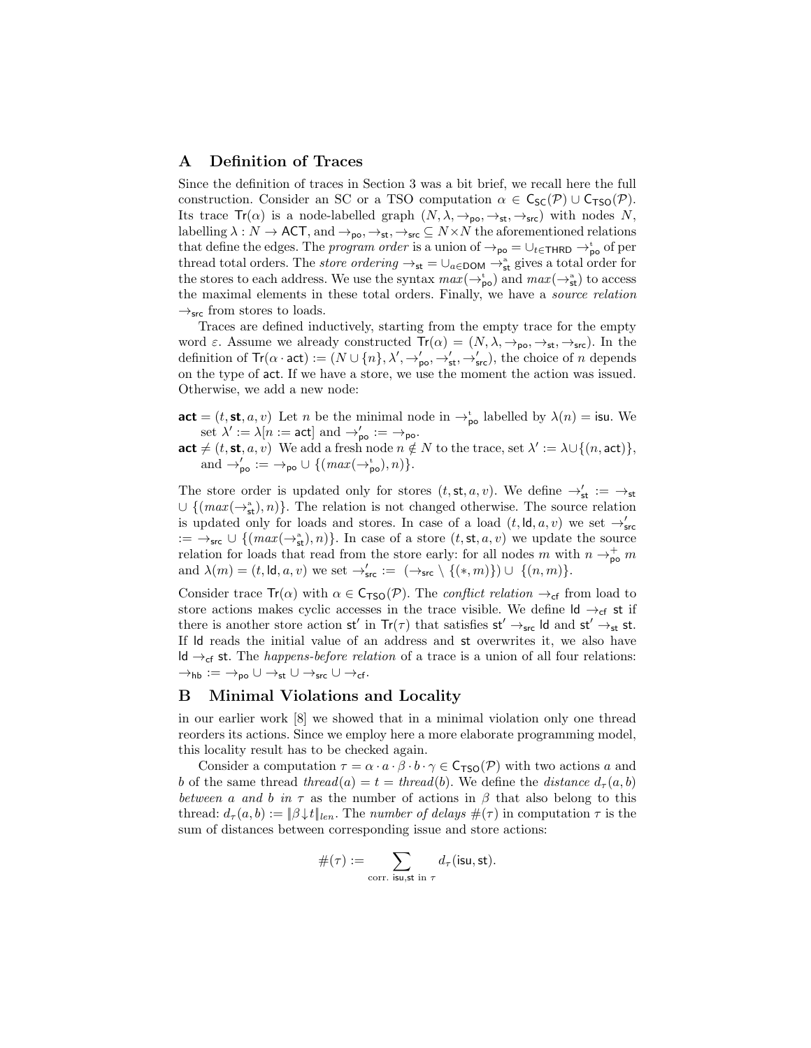## A Definition of Traces

Since the definition of traces in Section 3 was a bit brief, we recall here the full construction. Consider an SC or a TSO computation $\alpha \in \mathsf{C}_{\mathsf{SC}}(\mathcal{P}) \cup \mathsf{C}_{\mathsf{TSO}}(\mathcal{P})$. Its trace $\mathsf{Tr}(\alpha)$ is a node-labelled graph $(N, \lambda, \rightarrow_{\mathsf{po}}, \rightarrow_{\mathsf{st}}, \rightarrow_{\mathsf{src}})$ with nodes $N$, labelling $\lambda : N \rightarrow \mathsf{ACT}$, and $\rightarrow_{\mathsf{po}}, \rightarrow_{\mathsf{st}}, \rightarrow_{\mathsf{src}} \subseteq N \times N$ the aforementioned relations that define the edges. The *program order* is a union of $\rightarrow_{\mathsf{po}} = \cup_{t \in \mathsf{THRD}} \rightarrow^{t}_{\mathsf{po}}$ of per thread total orders. The *store ordering* $\rightarrow_{\mathsf{st}} = \cup_{a \in \mathsf{DOM}} \rightarrow^{a}_{\mathsf{st}}$ gives a total order for the stores to each address. We use the syntax $max(\rightarrow^{t}_{\mathsf{po}})$ and $max(\rightarrow^{a}_{\mathsf{st}})$ to access the maximal elements in these total orders. Finally, we have a *source relation* $\rightarrow_{\mathsf{src}}$ from stores to loads.

Traces are defined inductively, starting from the empty trace for the empty word $\varepsilon$. Assume we already constructed $\mathsf{Tr}(\alpha) = (N, \lambda, \rightarrow_{\mathsf{po}}, \rightarrow_{\mathsf{st}}, \rightarrow_{\mathsf{src}})$. In the definition of $\mathsf{Tr}(\alpha \cdot \mathsf{act}) := (N \cup \{n\}, \lambda', \rightarrow'_{\mathsf{po}}, \rightarrow'_{\mathsf{st}}, \rightarrow'_{\mathsf{src}})$, the choice of $n$ depends on the type of $\mathsf{act}$. If we have a store, we use the moment the action was issued. Otherwise, we add a new node:

**act** $= (t, \mathbf{st}, a, v)$ Let $n$ be the minimal node in $\rightarrow^{t}_{\mathsf{po}}$ labelled by $\lambda(n) = \mathsf{isu}$. We set $\lambda' := \lambda[n := \mathsf{act}]$ and $\rightarrow'_{\mathsf{po}} := \rightarrow_{\mathsf{po}}$.

**act** $\neq (t, \mathbf{st}, a, v)$ We add a fresh node $n \notin N$ to the trace, set $\lambda' := \lambda \cup \{(n, \mathsf{act})\}$, and $\rightarrow'_{\mathsf{po}} := \rightarrow_{\mathsf{po}} \cup \{(max(\rightarrow^{t}_{\mathsf{po}}), n)\}$.

The store order is updated only for stores $(t, \mathsf{st}, a, v)$. We define $\rightarrow'_{\mathsf{st}} := \rightarrow_{\mathsf{st}} \cup \{(max(\rightarrow^{a}_{\mathsf{st}}), n)\}$. The relation is not changed otherwise. The source relation is updated only for loads and stores. In case of a load $(t, \mathsf{ld}, a, v)$ we set $\rightarrow'_{\mathsf{src}} := \rightarrow_{\mathsf{src}} \cup \{(max(\rightarrow^{a}_{\mathsf{st}}), n)\}$. In case of a store $(t, \mathsf{st}, a, v)$ we update the source relation for loads that read from the store early: for all nodes $m$ with $n \rightarrow^{+}_{\mathsf{po}} m$ and $\lambda(m) = (t, \mathsf{ld}, a, v)$ we set $\rightarrow'_{\mathsf{src}} := (\rightarrow_{\mathsf{src}} \setminus \{(*, m)\}) \cup \{(n, m)\}$.

Consider trace $\mathsf{Tr}(\alpha)$ with $\alpha \in \mathsf{C}_{\mathsf{TSO}}(\mathcal{P})$. The *conflict relation* $\rightarrow_{\mathsf{cf}}$ from load to store actions makes cyclic accesses in the trace visible. We define $\mathsf{ld} \rightarrow_{\mathsf{cf}} \mathsf{st}$ if there is another store action $\mathsf{st}'$ in $\mathsf{Tr}(\tau)$ that satisfies $\mathsf{st}' \rightarrow_{\mathsf{src}} \mathsf{ld}$ and $\mathsf{st}' \rightarrow_{\mathsf{st}} \mathsf{st}$. If $\mathsf{ld}$ reads the initial value of an address and $\mathsf{st}$ overwrites it, we also have $\mathsf{ld} \rightarrow_{\mathsf{cf}} \mathsf{st}$. The *happens-before relation* of a trace is a union of all four relations: $\rightarrow_{\mathsf{hb}} := \rightarrow_{\mathsf{po}} \cup \rightarrow_{\mathsf{st}} \cup \rightarrow_{\mathsf{src}} \cup \rightarrow_{\mathsf{cf}}$.

## B Minimal Violations and Locality

in our earlier work [8] we showed that in a minimal violation only one thread reorders its actions. Since we employ here a more elaborate programming model, this locality result has to be checked again.

Consider a computation $\tau = \alpha \cdot a \cdot \beta \cdot b \cdot \gamma \in \mathsf{C}_{\mathsf{TSO}}(\mathcal{P})$ with two actions $a$ and $b$ of the same thread $thread(a) = t = thread(b)$. We define the *distance* $d_{\tau}(a, b)$ *between* $a$ *and* $b$ *in* $\tau$ as the number of actions in $\beta$ that also belong to this thread: $d_{\tau}(a, b) := \|\beta{\downarrow}t\|_{len}$. The *number of delays* $\#(\tau)$ in computation $\tau$ is the sum of distances between corresponding issue and store actions:

$$\#(\tau) := \sum_{\text{corr. } \mathsf{isu}, \mathsf{st} \text{ in } \tau} d_{\tau}(\mathsf{isu}, \mathsf{st}).$$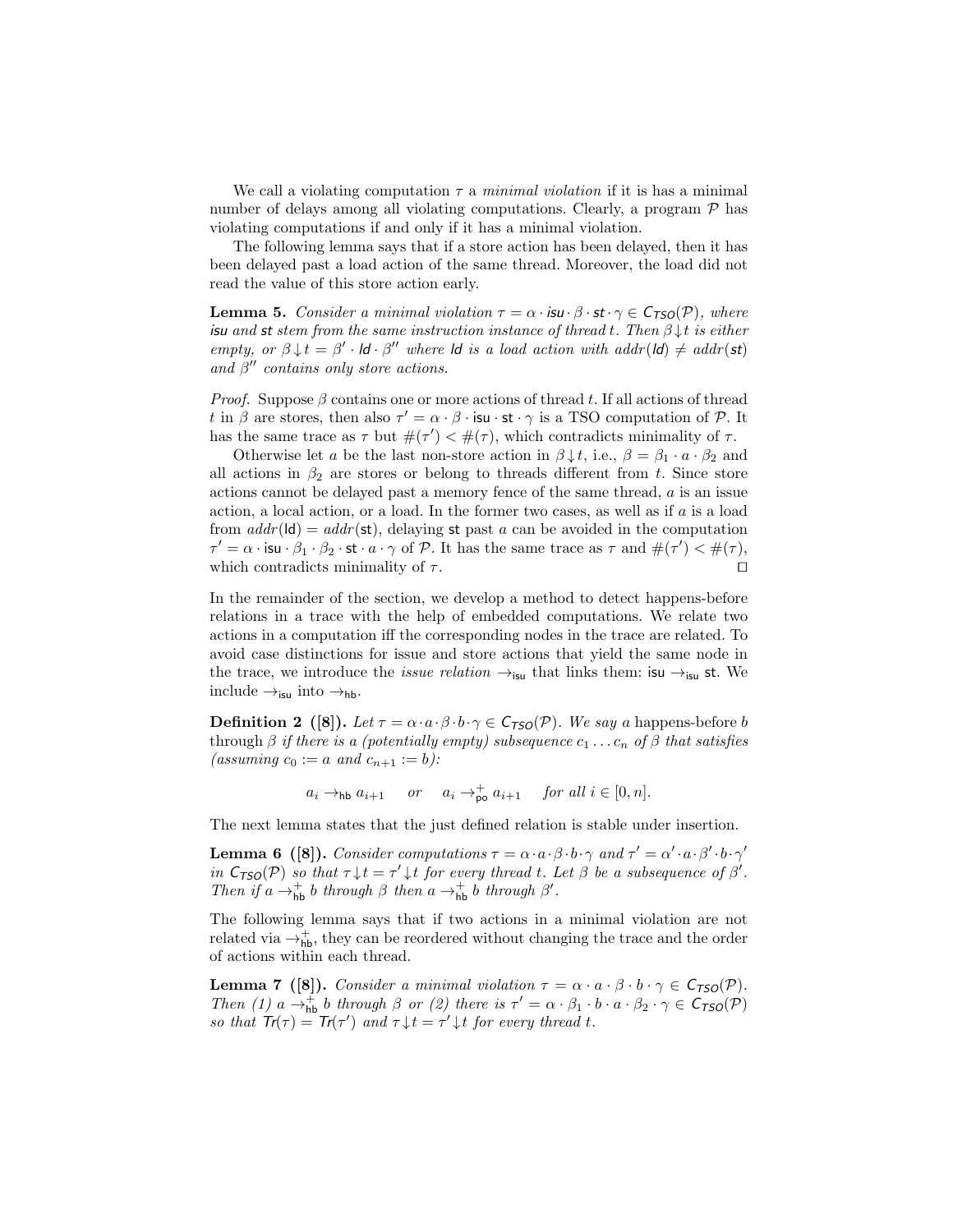We call a violating computation $\tau$ a *minimal violation* if it is has a minimal number of delays among all violating computations. Clearly, a program $\mathcal{P}$ has violating computations if and only if it has a minimal violation.

The following lemma says that if a store action has been delayed, then it has been delayed past a load action of the same thread. Moreover, the load did not read the value of this store action early.

**Lemma 5.** *Consider a minimal violation $\tau = \alpha \cdot \mathsf{isu} \cdot \beta \cdot \mathsf{st} \cdot \gamma \in C_{TSO}(\mathcal{P})$, where $\mathsf{isu}$ and $\mathsf{st}$ stem from the same instruction instance of thread $t$. Then $\beta{\downarrow}t$ is either empty, or $\beta{\downarrow}t = \beta' \cdot \mathsf{ld} \cdot \beta''$ where $\mathsf{ld}$ is a load action with $addr(\mathsf{ld}) \neq addr(\mathsf{st})$ and $\beta''$ contains only store actions.*

*Proof.* Suppose $\beta$ contains one or more actions of thread $t$. If all actions of thread $t$ in $\beta$ are stores, then also $\tau' = \alpha \cdot \beta \cdot \mathsf{isu} \cdot \mathsf{st} \cdot \gamma$ is a TSO computation of $\mathcal{P}$. It has the same trace as $\tau$ but $\#(\tau') < \#(\tau)$, which contradicts minimality of $\tau$.

Otherwise let $a$ be the last non-store action in $\beta{\downarrow}t$, i.e., $\beta = \beta_1 \cdot a \cdot \beta_2$ and all actions in $\beta_2$ are stores or belong to threads different from $t$. Since store actions cannot be delayed past a memory fence of the same thread, $a$ is an issue action, a local action, or a load. In the former two cases, as well as if $a$ is a load from $addr(\mathsf{ld}) = addr(\mathsf{st})$, delaying $\mathsf{st}$ past $a$ can be avoided in the computation $\tau' = \alpha \cdot \mathsf{isu} \cdot \beta_1 \cdot \beta_2 \cdot \mathsf{st} \cdot a \cdot \gamma$ of $\mathcal{P}$. It has the same trace as $\tau$ and $\#(\tau') < \#(\tau)$, which contradicts minimality of $\tau$. ⊓⊔

In the remainder of the section, we develop a method to detect happens-before relations in a trace with the help of embedded computations. We relate two actions in a computation iff the corresponding nodes in the trace are related. To avoid case distinctions for issue and store actions that yield the same node in the trace, we introduce the *issue relation* $\rightarrow_{\mathsf{isu}}$ that links them: $\mathsf{isu} \rightarrow_{\mathsf{isu}} \mathsf{st}$. We include $\rightarrow_{\mathsf{isu}}$ into $\rightarrow_{\mathsf{hb}}$.

**Definition 2 ([8]).** *Let $\tau = \alpha \cdot a \cdot \beta \cdot b \cdot \gamma \in C_{TSO}(\mathcal{P})$. We say $a$* happens-before *$b$ through $\beta$ if there is a (potentially empty) subsequence $c_1 \dots c_n$ of $\beta$ that satisfies (assuming $c_0 := a$ and $c_{n+1} := b$):*

$$a_i \rightarrow_{\mathsf{hb}} a_{i+1} \quad \text{or} \quad a_i \rightarrow^{+}_{\mathsf{po}} a_{i+1} \quad \text{for all } i \in [0, n].$$

The next lemma states that the just defined relation is stable under insertion.

**Lemma 6 ([8]).** *Consider computations $\tau = \alpha \cdot a \cdot \beta \cdot b \cdot \gamma$ and $\tau' = \alpha' \cdot a \cdot \beta' \cdot b \cdot \gamma'$ in $C_{TSO}(\mathcal{P})$ so that $\tau{\downarrow}t = \tau'{\downarrow}t$ for every thread $t$. Let $\beta$ be a subsequence of $\beta'$. Then if $a \rightarrow^{+}_{\mathsf{hb}} b$ through $\beta$ then $a \rightarrow^{+}_{\mathsf{hb}} b$ through $\beta'$.*

The following lemma says that if two actions in a minimal violation are not related via $\rightarrow^{+}_{\mathsf{hb}}$, they can be reordered without changing the trace and the order of actions within each thread.

**Lemma 7 ([8]).** *Consider a minimal violation $\tau = \alpha \cdot a \cdot \beta \cdot b \cdot \gamma \in C_{TSO}(\mathcal{P})$. Then (1) $a \rightarrow^{+}_{\mathsf{hb}} b$ through $\beta$ or (2) there is $\tau' = \alpha \cdot \beta_1 \cdot b \cdot a \cdot \beta_2 \cdot \gamma \in C_{TSO}(\mathcal{P})$ so that $Tr(\tau) = Tr(\tau')$ and $\tau{\downarrow}t = \tau'{\downarrow}t$ for every thread $t$.*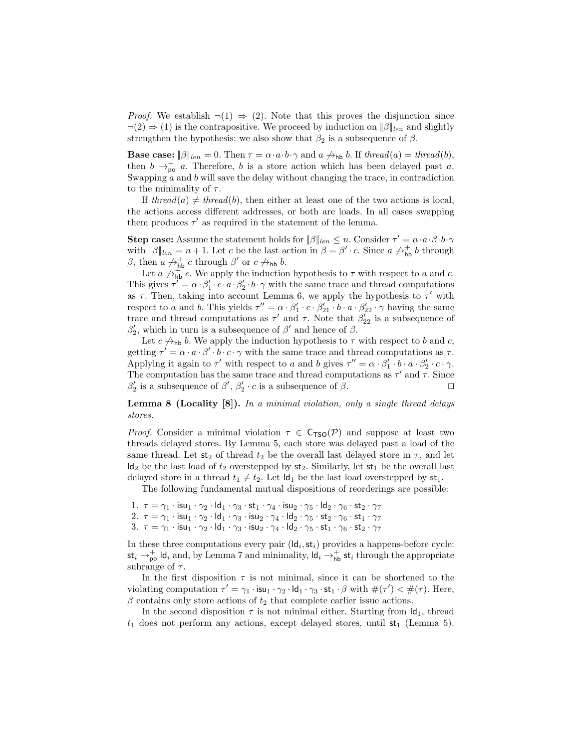*Proof.* We establish $\neg(1) \Rightarrow (2)$. Note that this proves the disjunction since $\neg(2) \Rightarrow (1)$ is the contrapositive. We proceed by induction on $\|\beta\|_{len}$ and slightly strengthen the hypothesis: we also show that $\beta_2$ is a subsequence of $\beta$.

**Base case:** $\|\beta\|_{len} = 0$. Then $\tau = \alpha \cdot a \cdot b \cdot \gamma$ and $a \not\to_{\mathsf{hb}} b$. If $thread(a) = thread(b)$, then $b \to^+_{\mathsf{po}} a$. Therefore, $b$ is a store action which has been delayed past $a$. Swapping $a$ and $b$ will save the delay without changing the trace, in contradiction to the minimality of $\tau$.

If $thread(a) \neq thread(b)$, then either at least one of the two actions is local, the actions access different addresses, or both are loads. In all cases swapping them produces $\tau'$ as required in the statement of the lemma.

**Step case:** Assume the statement holds for $\|\beta\|_{len} \leq n$. Consider $\tau' = \alpha \cdot a \cdot \beta \cdot b \cdot \gamma$ with $\|\beta\|_{len} = n+1$. Let $c$ be the last action in $\beta = \beta' \cdot c$. Since $a \not\to^+_{\mathsf{hb}} b$ through $\beta$, then $a \not\to^+_{\mathsf{hb}} c$ through $\beta'$ or $c \not\to_{\mathsf{hb}} b$.

Let $a \not\to^+_{\mathsf{hb}} c$. We apply the induction hypothesis to $\tau$ with respect to $a$ and $c$. This gives $\tau' = \alpha \cdot \beta'_1 \cdot c \cdot a \cdot \beta'_2 \cdot b \cdot \gamma$ with the same trace and thread computations as $\tau$. Then, taking into account Lemma 6, we apply the hypothesis to $\tau'$ with respect to $a$ and $b$. This yields $\tau'' = \alpha \cdot \beta'_1 \cdot c \cdot \beta'_{21} \cdot b \cdot a \cdot \beta'_{22} \cdot \gamma$ having the same trace and thread computations as $\tau'$ and $\tau$. Note that $\beta'_{22}$ is a subsequence of $\beta'_2$, which in turn is a subsequence of $\beta'$ and hence of $\beta$.

Let $c \not\to_{\mathsf{hb}} b$. We apply the induction hypothesis to $\tau$ with respect to $b$ and $c$, getting $\tau' = \alpha \cdot a \cdot \beta' \cdot b \cdot c \cdot \gamma$ with the same trace and thread computations as $\tau$. Applying it again to $\tau'$ with respect to $a$ and $b$ gives $\tau'' = \alpha \cdot \beta'_1 \cdot b \cdot a \cdot \beta'_2 \cdot c \cdot \gamma$. The computation has the same trace and thread computations as $\tau'$ and $\tau$. Since $\beta'_2$ is a subsequence of $\beta'$, $\beta'_2 \cdot c$ is a subsequence of $\beta$. ◻

**Lemma 8 (Locality [8]).** *In a minimal violation, only a single thread delays stores.*

*Proof.* Consider a minimal violation $\tau \in \mathsf{C}_{\mathsf{TSO}}(\mathcal{P})$ and suppose at least two threads delayed stores. By Lemma 5, each store was delayed past a load of the same thread. Let $\mathsf{st}_2$ of thread $t_2$ be the overall last delayed store in $\tau$, and let $\mathsf{ld}_2$ be the last load of $t_2$ overstepped by $\mathsf{st}_2$. Similarly, let $\mathsf{st}_1$ be the overall last delayed store in a thread $t_1 \neq t_2$. Let $\mathsf{ld}_1$ be the last load overstepped by $\mathsf{st}_1$.

The following fundamental mutual dispositions of reorderings are possible:

1. $\tau = \gamma_1 \cdot \mathsf{isu}_1 \cdot \gamma_2 \cdot \mathsf{ld}_1 \cdot \gamma_3 \cdot \mathsf{st}_1 \cdot \gamma_4 \cdot \mathsf{isu}_2 \cdot \gamma_5 \cdot \mathsf{ld}_2 \cdot \gamma_6 \cdot \mathsf{st}_2 \cdot \gamma_7$
2. $\tau = \gamma_1 \cdot \mathsf{isu}_1 \cdot \gamma_2 \cdot \mathsf{ld}_1 \cdot \gamma_3 \cdot \mathsf{isu}_2 \cdot \gamma_4 \cdot \mathsf{ld}_2 \cdot \gamma_5 \cdot \mathsf{st}_2 \cdot \gamma_6 \cdot \mathsf{st}_1 \cdot \gamma_7$
3. $\tau = \gamma_1 \cdot \mathsf{isu}_1 \cdot \gamma_2 \cdot \mathsf{ld}_1 \cdot \gamma_3 \cdot \mathsf{isu}_2 \cdot \gamma_4 \cdot \mathsf{ld}_2 \cdot \gamma_5 \cdot \mathsf{st}_1 \cdot \gamma_6 \cdot \mathsf{st}_2 \cdot \gamma_7$

In these three computations every pair $(\mathsf{ld}_i, \mathsf{st}_i)$ provides a happens-before cycle: $\mathsf{st}_i \to^+_{\mathsf{po}} \mathsf{ld}_i$ and, by Lemma 7 and minimality, $\mathsf{ld}_i \to^+_{\mathsf{hb}} \mathsf{st}_i$ through the appropriate subrange of $\tau$.

In the first disposition $\tau$ is not minimal, since it can be shortened to the violating computation $\tau' = \gamma_1 \cdot \mathsf{isu}_1 \cdot \gamma_2 \cdot \mathsf{ld}_1 \cdot \gamma_3 \cdot \mathsf{st}_1 \cdot \beta$ with $\#(\tau') < \#(\tau)$. Here, $\beta$ contains only store actions of $t_2$ that complete earlier issue actions.

In the second disposition $\tau$ is not minimal either. Starting from $\mathsf{ld}_1$, thread $t_1$ does not perform any actions, except delayed stores, until $\mathsf{st}_1$ (Lemma 5).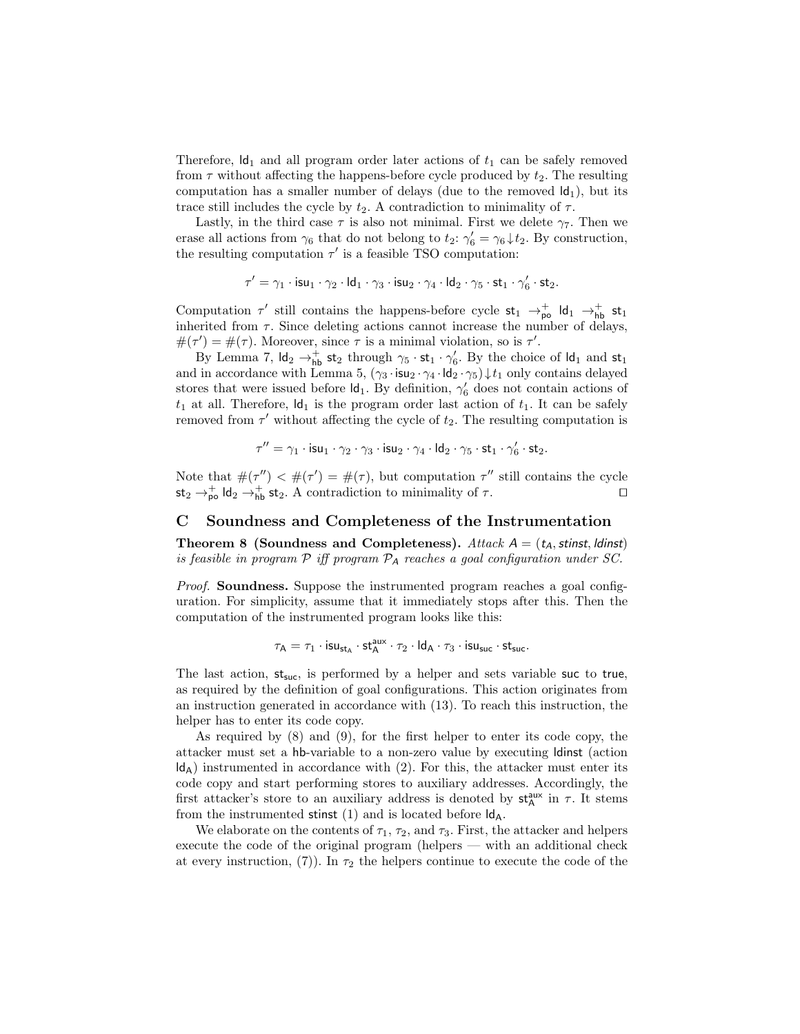Therefore, $\mathsf{ld}_1$ and all program order later actions of $t_1$ can be safely removed from $\tau$ without affecting the happens-before cycle produced by $t_2$. The resulting computation has a smaller number of delays (due to the removed $\mathsf{ld}_1$), but its trace still includes the cycle by $t_2$. A contradiction to minimality of $\tau$.

Lastly, in the third case $\tau$ is also not minimal. First we delete $\gamma_7$. Then we erase all actions from $\gamma_6$ that do not belong to $t_2$: $\gamma_6' = \gamma_6 \downarrow t_2$. By construction, the resulting computation $\tau'$ is a feasible TSO computation:

$$\tau' = \gamma_1 \cdot \mathsf{isu}_1 \cdot \gamma_2 \cdot \mathsf{ld}_1 \cdot \gamma_3 \cdot \mathsf{isu}_2 \cdot \gamma_4 \cdot \mathsf{ld}_2 \cdot \gamma_5 \cdot \mathsf{st}_1 \cdot \gamma_6' \cdot \mathsf{st}_2.$$

Computation $\tau'$ still contains the happens-before cycle $\mathsf{st}_1 \rightarrow_{\mathsf{po}}^{+} \mathsf{ld}_1 \rightarrow_{\mathsf{hb}}^{+} \mathsf{st}_1$ inherited from $\tau$. Since deleting actions cannot increase the number of delays, $\#(\tau') = \#(\tau)$. Moreover, since $\tau$ is a minimal violation, so is $\tau'$.

By Lemma 7, $\mathsf{ld}_2 \rightarrow_{\mathsf{hb}}^{+} \mathsf{st}_2$ through $\gamma_5 \cdot \mathsf{st}_1 \cdot \gamma_6'$. By the choice of $\mathsf{ld}_1$ and $\mathsf{st}_1$ and in accordance with Lemma 5, $(\gamma_3 \cdot \mathsf{isu}_2 \cdot \gamma_4 \cdot \mathsf{ld}_2 \cdot \gamma_5) \downarrow t_1$ only contains delayed stores that were issued before $\mathsf{ld}_1$. By definition, $\gamma_6'$ does not contain actions of $t_1$ at all. Therefore, $\mathsf{ld}_1$ is the program order last action of $t_1$. It can be safely removed from $\tau'$ without affecting the cycle of $t_2$. The resulting computation is

$$\tau'' = \gamma_1 \cdot \mathsf{isu}_1 \cdot \gamma_2 \cdot \gamma_3 \cdot \mathsf{isu}_2 \cdot \gamma_4 \cdot \mathsf{ld}_2 \cdot \gamma_5 \cdot \mathsf{st}_1 \cdot \gamma_6' \cdot \mathsf{st}_2.$$

Note that $\#(\tau'') < \#(\tau') = \#(\tau)$, but computation $\tau''$ still contains the cycle $\mathsf{st}_2 \rightarrow_{\mathsf{po}}^{+} \mathsf{ld}_2 \rightarrow_{\mathsf{hb}}^{+} \mathsf{st}_2$. A contradiction to minimality of $\tau$. ☐

# C Soundness and Completeness of the Instrumentation

**Theorem 8 (Soundness and Completeness).** *Attack $A = (t_A, stinst, ldinst)$ is feasible in program $\mathcal{P}$ iff program $\mathcal{P}_A$ reaches a goal configuration under SC.*

*Proof.* **Soundness.** Suppose the instrumented program reaches a goal configuration. For simplicity, assume that it immediately stops after this. Then the computation of the instrumented program looks like this:

$$\tau_A = \tau_1 \cdot \mathsf{isu}_{\mathsf{st_A}} \cdot \mathsf{st}_A^{\mathsf{aux}} \cdot \tau_2 \cdot \mathsf{ld}_A \cdot \tau_3 \cdot \mathsf{isu}_{\mathsf{suc}} \cdot \mathsf{st}_{\mathsf{suc}}.$$

The last action, $\mathsf{st}_{\mathsf{suc}}$, is performed by a helper and sets variable $\mathsf{suc}$ to $\mathsf{true}$, as required by the definition of goal configurations. This action originates from an instruction generated in accordance with (13). To reach this instruction, the helper has to enter its code copy.

As required by (8) and (9), for the first helper to enter its code copy, the attacker must set a $\mathsf{hb}$-variable to a non-zero value by executing $ldinst$ (action $\mathsf{ld}_A$) instrumented in accordance with (2). For this, the attacker must enter its code copy and start performing stores to auxiliary addresses. Accordingly, the first attacker's store to an auxiliary address is denoted by $\mathsf{st}_A^{\mathsf{aux}}$ in $\tau$. It stems from the instrumented $stinst$ (1) and is located before $\mathsf{ld}_A$.

We elaborate on the contents of $\tau_1$, $\tau_2$, and $\tau_3$. First, the attacker and helpers execute the code of the original program (helpers — with an additional check at every instruction, (7)). In $\tau_2$ the helpers continue to execute the code of the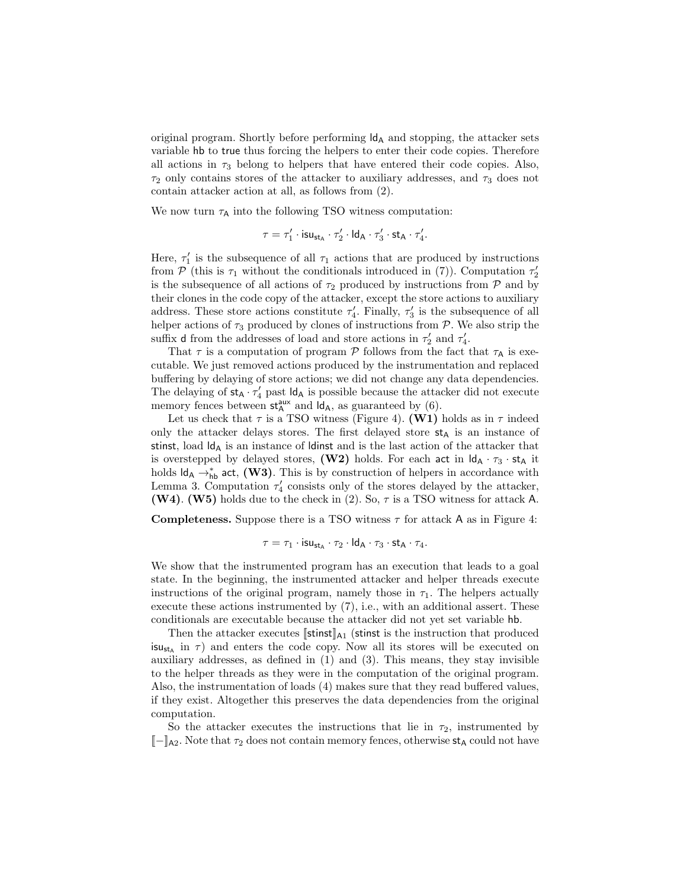original program. Shortly before performing $\mathsf{ld}_\mathsf{A}$ and stopping, the attacker sets variable $\mathsf{hb}$ to $\mathsf{true}$ thus forcing the helpers to enter their code copies. Therefore all actions in $\tau_3$ belong to helpers that have entered their code copies. Also, $\tau_2$ only contains stores of the attacker to auxiliary addresses, and $\tau_3$ does not contain attacker action at all, as follows from (2).

We now turn $\tau_\mathsf{A}$ into the following TSO witness computation:

$$\tau = \tau_1' \cdot \mathsf{isu}_{\mathsf{st_A}} \cdot \tau_2' \cdot \mathsf{ld}_\mathsf{A} \cdot \tau_3' \cdot \mathsf{st}_\mathsf{A} \cdot \tau_4'.$$

Here, $\tau_1'$ is the subsequence of all $\tau_1$ actions that are produced by instructions from $\mathcal{P}$ (this is $\tau_1$ without the conditionals introduced in (7)). Computation $\tau_2'$ is the subsequence of all actions of $\tau_2$ produced by instructions from $\mathcal{P}$ and by their clones in the code copy of the attacker, except the store actions to auxiliary address. These store actions constitute $\tau_4'$. Finally, $\tau_3'$ is the subsequence of all helper actions of $\tau_3$ produced by clones of instructions from $\mathcal{P}$. We also strip the suffix $\mathsf{d}$ from the addresses of load and store actions in $\tau_2'$ and $\tau_4'$.

That $\tau$ is a computation of program $\mathcal{P}$ follows from the fact that $\tau_\mathsf{A}$ is executable. We just removed actions produced by the instrumentation and replaced buffering by delaying of store actions; we did not change any data dependencies. The delaying of $\mathsf{st}_\mathsf{A} \cdot \tau_4'$ past $\mathsf{ld}_\mathsf{A}$ is possible because the attacker did not execute memory fences between $\mathsf{st}_\mathsf{A}^{\mathsf{aux}}$ and $\mathsf{ld}_\mathsf{A}$, as guaranteed by (6).

Let us check that $\tau$ is a TSO witness (Figure 4). **(W1)** holds as in $\tau$ indeed only the attacker delays stores. The first delayed store $\mathsf{st}_\mathsf{A}$ is an instance of $\mathsf{stinst}$, load $\mathsf{ld}_\mathsf{A}$ is an instance of $\mathsf{ldinst}$ and is the last action of the attacker that is overstepped by delayed stores, **(W2)** holds. For each $\mathsf{act}$ in $\mathsf{ld}_\mathsf{A} \cdot \tau_3 \cdot \mathsf{st}_\mathsf{A}$ it holds $\mathsf{ld}_\mathsf{A} \rightarrow_{\mathsf{hb}}^* \mathsf{act}$, **(W3)**. This is by construction of helpers in accordance with Lemma 3. Computation $\tau_4'$ consists only of the stores delayed by the attacker, **(W4)**. **(W5)** holds due to the check in (2). So, $\tau$ is a TSO witness for attack $\mathsf{A}$.

**Completeness.** Suppose there is a TSO witness $\tau$ for attack $\mathsf{A}$ as in Figure 4:

$$\tau = \tau_1 \cdot \mathsf{isu}_{\mathsf{st_A}} \cdot \tau_2 \cdot \mathsf{ld}_\mathsf{A} \cdot \tau_3 \cdot \mathsf{st}_\mathsf{A} \cdot \tau_4.$$

We show that the instrumented program has an execution that leads to a goal state. In the beginning, the instrumented attacker and helper threads execute instructions of the original program, namely those in $\tau_1$. The helpers actually execute these actions instrumented by (7), i.e., with an additional assert. These conditionals are executable because the attacker did not yet set variable $\mathsf{hb}$.

Then the attacker executes $[\![\mathsf{stinst}]\!]_{\mathsf{A1}}$ ($\mathsf{stinst}$ is the instruction that produced $\mathsf{isu}_{\mathsf{st_A}}$ in $\tau$) and enters the code copy. Now all its stores will be executed on auxiliary addresses, as defined in (1) and (3). This means, they stay invisible to the helper threads as they were in the computation of the original program. Also, the instrumentation of loads (4) makes sure that they read buffered values, if they exist. Altogether this preserves the data dependencies from the original computation.

So the attacker executes the instructions that lie in $\tau_2$, instrumented by $[\![-]\!]_{\mathsf{A2}}$. Note that $\tau_2$ does not contain memory fences, otherwise $\mathsf{st}_\mathsf{A}$ could not have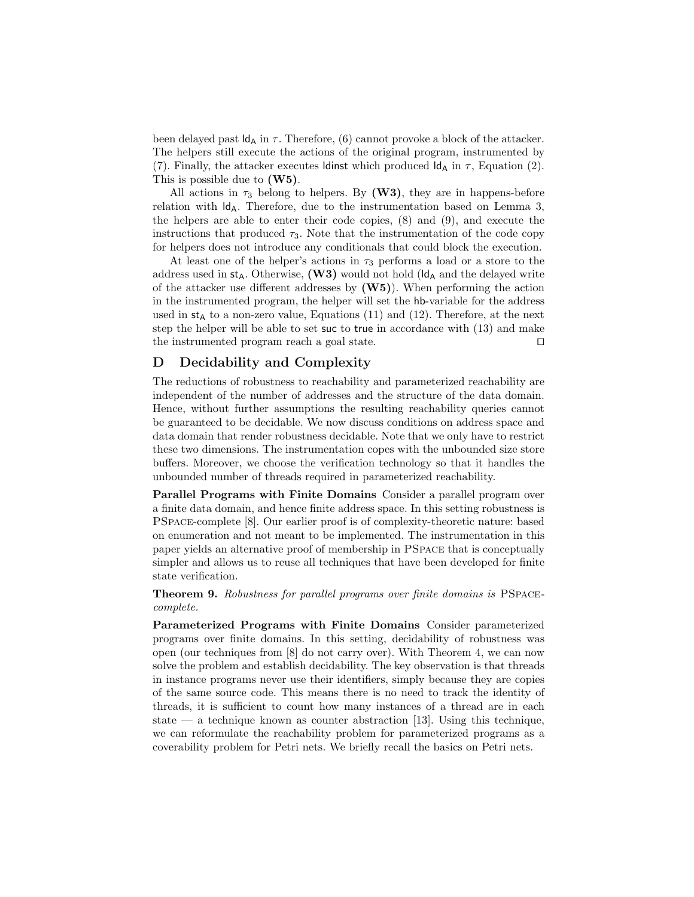been delayed past $\mathsf{ld_A}$ in $\tau$. Therefore, (6) cannot provoke a block of the attacker. The helpers still execute the actions of the original program, instrumented by (7). Finally, the attacker executes $\mathsf{ldinst}$ which produced $\mathsf{ld_A}$ in $\tau$, Equation (2). This is possible due to **(W5)**.

All actions in $\tau_3$ belong to helpers. By **(W3)**, they are in happens-before relation with $\mathsf{ld_A}$. Therefore, due to the instrumentation based on Lemma 3, the helpers are able to enter their code copies, (8) and (9), and execute the instructions that produced $\tau_3$. Note that the instrumentation of the code copy for helpers does not introduce any conditionals that could block the execution.

At least one of the helper's actions in $\tau_3$ performs a load or a store to the address used in $\mathsf{st_A}$. Otherwise, **(W3)** would not hold ($\mathsf{ld_A}$ and the delayed write of the attacker use different addresses by **(W5)**). When performing the action in the instrumented program, the helper will set the $\mathsf{hb}$-variable for the address used in $\mathsf{st_A}$ to a non-zero value, Equations (11) and (12). Therefore, at the next step the helper will be able to set $\mathsf{suc}$ to $\mathsf{true}$ in accordance with (13) and make the instrumented program reach a goal state. ◻

## D Decidability and Complexity

The reductions of robustness to reachability and parameterized reachability are independent of the number of addresses and the structure of the data domain. Hence, without further assumptions the resulting reachability queries cannot be guaranteed to be decidable. We now discuss conditions on address space and data domain that render robustness decidable. Note that we only have to restrict these two dimensions. The instrumentation copes with the unbounded size store buffers. Moreover, we choose the verification technology so that it handles the unbounded number of threads required in parameterized reachability.

**Parallel Programs with Finite Domains** Consider a parallel program over a finite data domain, and hence finite address space. In this setting robustness is PSPACE-complete [8]. Our earlier proof is of complexity-theoretic nature: based on enumeration and not meant to be implemented. The instrumentation in this paper yields an alternative proof of membership in PSPACE that is conceptually simpler and allows us to reuse all techniques that have been developed for finite state verification.

**Theorem 9.** *Robustness for parallel programs over finite domains is* PSPACE-*complete.*

**Parameterized Programs with Finite Domains** Consider parameterized programs over finite domains. In this setting, decidability of robustness was open (our techniques from [8] do not carry over). With Theorem 4, we can now solve the problem and establish decidability. The key observation is that threads in instance programs never use their identifiers, simply because they are copies of the same source code. This means there is no need to track the identity of threads, it is sufficient to count how many instances of a thread are in each state — a technique known as counter abstraction [13]. Using this technique, we can reformulate the reachability problem for parameterized programs as a coverability problem for Petri nets. We briefly recall the basics on Petri nets.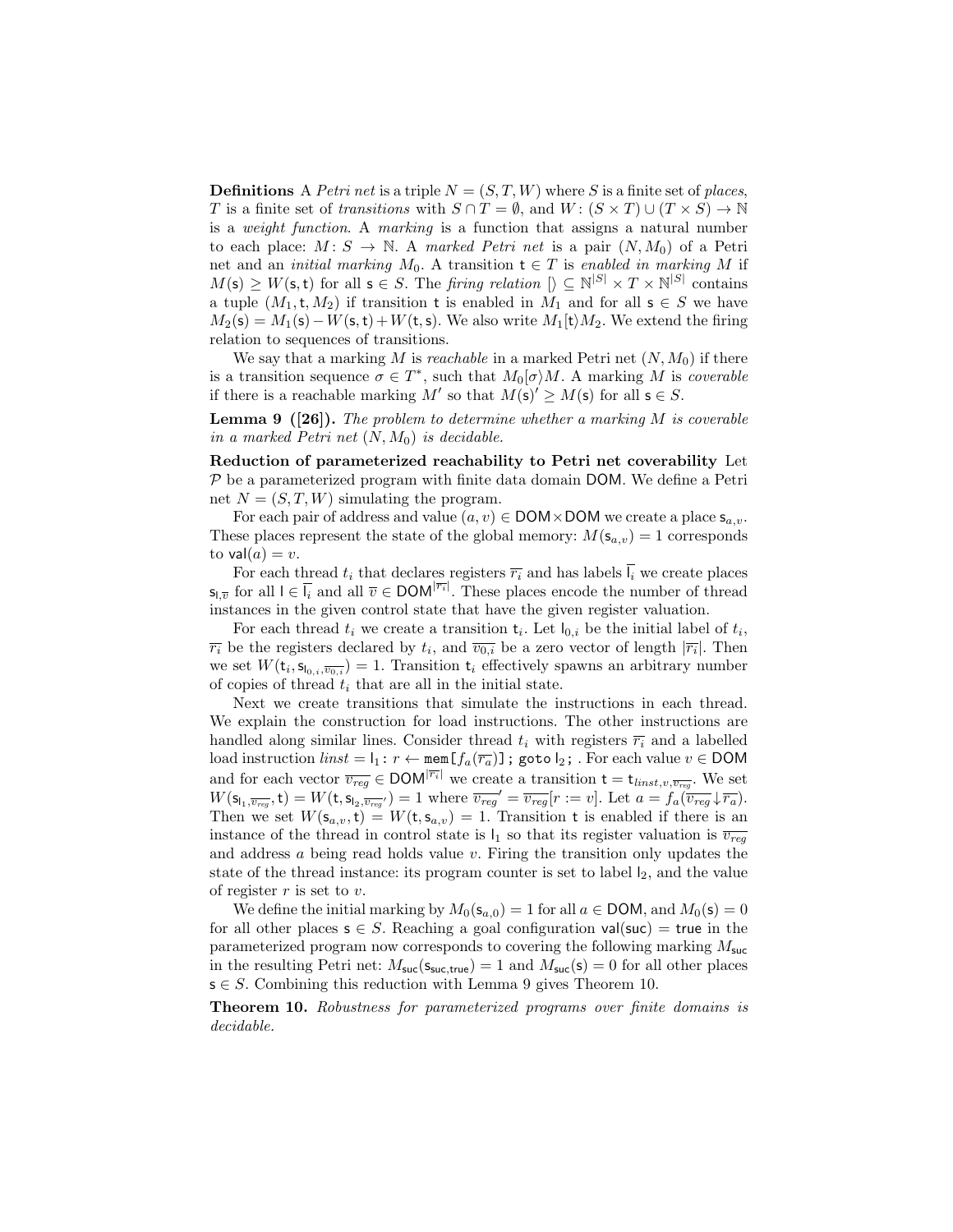**Definitions** A *Petri net* is a triple $N = (S, T, W)$ where $S$ is a finite set of *places*, $T$ is a finite set of *transitions* with $S \cap T = \emptyset$, and $W: (S \times T) \cup (T \times S) \to \mathbb{N}$ is a *weight function*. A *marking* is a function that assigns a natural number to each place: $M: S \to \mathbb{N}$. A *marked Petri net* is a pair $(N, M_0)$ of a Petri net and an *initial marking* $M_0$. A transition $\mathsf{t} \in T$ is *enabled in marking* $M$ if $M(\mathsf{s}) \geq W(\mathsf{s}, \mathsf{t})$ for all $\mathsf{s} \in S$. The *firing relation* $[\rangle \subseteq \mathbb{N}^{|S|} \times T \times \mathbb{N}^{|S|}$ contains a tuple $(M_1, \mathsf{t}, M_2)$ if transition $\mathsf{t}$ is enabled in $M_1$ and for all $\mathsf{s} \in S$ we have $M_2(\mathsf{s}) = M_1(\mathsf{s}) - W(\mathsf{s}, \mathsf{t}) + W(\mathsf{t}, \mathsf{s})$. We also write $M_1[\mathsf{t}\rangle M_2$. We extend the firing relation to sequences of transitions.

We say that a marking $M$ is *reachable* in a marked Petri net $(N, M_0)$ if there is a transition sequence $\sigma \in T^*$, such that $M_0[\sigma\rangle M$. A marking $M$ is *coverable* if there is a reachable marking $M'$ so that $M(\mathsf{s})' \geq M(\mathsf{s})$ for all $\mathsf{s} \in S$.

**Lemma 9 ([26]).** *The problem to determine whether a marking $M$ is coverable in a marked Petri net $(N, M_0)$ is decidable.*

**Reduction of parameterized reachability to Petri net coverability** Let $\mathcal{P}$ be a parameterized program with finite data domain $\mathsf{DOM}$. We define a Petri net $N = (S, T, W)$ simulating the program.

For each pair of address and value $(a, v) \in \mathsf{DOM} \times \mathsf{DOM}$ we create a place $\mathsf{s}_{a,v}$. These places represent the state of the global memory: $M(\mathsf{s}_{a,v}) = 1$ corresponds to $\mathsf{val}(a) = v$.

For each thread $t_i$ that declares registers $\overline{r_i}$ and has labels $\overline{\mathsf{l}_i}$ we create places $\mathsf{s}_{\mathsf{l},\overline{v}}$ for all $\mathsf{l} \in \overline{\mathsf{l}_i}$ and all $\overline{v} \in \mathsf{DOM}^{|\overline{r_i}|}$. These places encode the number of thread instances in the given control state that have the given register valuation.

For each thread $t_i$ we create a transition $\mathsf{t}_i$. Let $\mathsf{l}_{0,i}$ be the initial label of $t_i$, $\overline{r_i}$ be the registers declared by $t_i$, and $\overline{v_{0,i}}$ be a zero vector of length $|\overline{r_i}|$. Then we set $W(\mathsf{t}_i, \mathsf{s}_{\mathsf{l}_{0,i},\overline{v_{0,i}}}) = 1$. Transition $\mathsf{t}_i$ effectively spawns an arbitrary number of copies of thread $t_i$ that are all in the initial state.

Next we create transitions that simulate the instructions in each thread. We explain the construction for load instructions. The other instructions are handled along similar lines. Consider thread $t_i$ with registers $\overline{r_i}$ and a labelled load instruction $linst = \mathsf{l}_1$: $r \leftarrow$ `mem[`$f_a(\overline{r_a})$`]; goto` $\mathsf{l}_2$`;` . For each value $v \in \mathsf{DOM}$ and for each vector $\overline{v_{reg}} \in \mathsf{DOM}^{|\overline{r_i}|}$ we create a transition $\mathsf{t} = \mathsf{t}_{linst,v,\overline{v_{reg}}}$. We set $W(\mathsf{s}_{\mathsf{l}_1,\overline{v_{reg}}}, \mathsf{t}) = W(\mathsf{t}, \mathsf{s}_{\mathsf{l}_2,\overline{v_{reg}}'}) = 1$ where $\overline{v_{reg}}' = \overline{v_{reg}}[r := v]$. Let $a = f_a(\overline{v_{reg}} \downarrow \overline{r_a})$. Then we set $W(\mathsf{s}_{a,v}, \mathsf{t}) = W(\mathsf{t}, \mathsf{s}_{a,v}) = 1$. Transition $\mathsf{t}$ is enabled if there is an instance of the thread in control state is $\mathsf{l}_1$ so that its register valuation is $\overline{v_{reg}}$ and address $a$ being read holds value $v$. Firing the transition only updates the state of the thread instance: its program counter is set to label $\mathsf{l}_2$, and the value of register $r$ is set to $v$.

We define the initial marking by $M_0(\mathsf{s}_{a,0}) = 1$ for all $a \in \mathsf{DOM}$, and $M_0(\mathsf{s}) = 0$ for all other places $\mathsf{s} \in S$. Reaching a goal configuration $\mathsf{val}(\mathsf{suc}) = \mathsf{true}$ in the parameterized program now corresponds to covering the following marking $M_{\mathsf{suc}}$ in the resulting Petri net: $M_{\mathsf{suc}}(\mathsf{s}_{\mathsf{suc},\mathsf{true}}) = 1$ and $M_{\mathsf{suc}}(\mathsf{s}) = 0$ for all other places $\mathsf{s} \in S$. Combining this reduction with Lemma 9 gives Theorem 10.

**Theorem 10.** *Robustness for parameterized programs over finite domains is decidable.*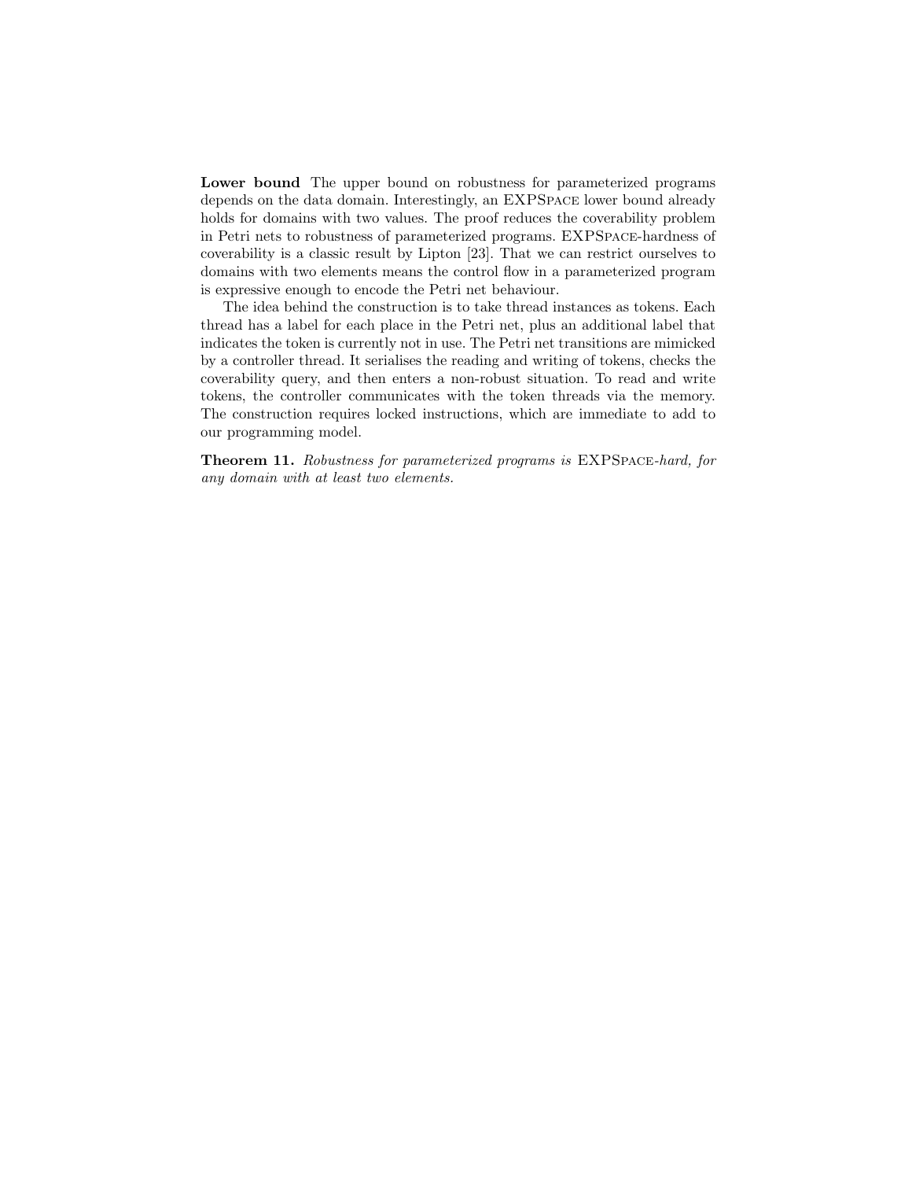**Lower bound** The upper bound on robustness for parameterized programs depends on the data domain. Interestingly, an EXPSpace lower bound already holds for domains with two values. The proof reduces the coverability problem in Petri nets to robustness of parameterized programs. EXPSpace-hardness of coverability is a classic result by Lipton [23]. That we can restrict ourselves to domains with two elements means the control flow in a parameterized program is expressive enough to encode the Petri net behaviour.

The idea behind the construction is to take thread instances as tokens. Each thread has a label for each place in the Petri net, plus an additional label that indicates the token is currently not in use. The Petri net transitions are mimicked by a controller thread. It serialises the reading and writing of tokens, checks the coverability query, and then enters a non-robust situation. To read and write tokens, the controller communicates with the token threads via the memory. The construction requires locked instructions, which are immediate to add to our programming model.

**Theorem 11.** *Robustness for parameterized programs is* EXPSpace*-hard, for any domain with at least two elements.*